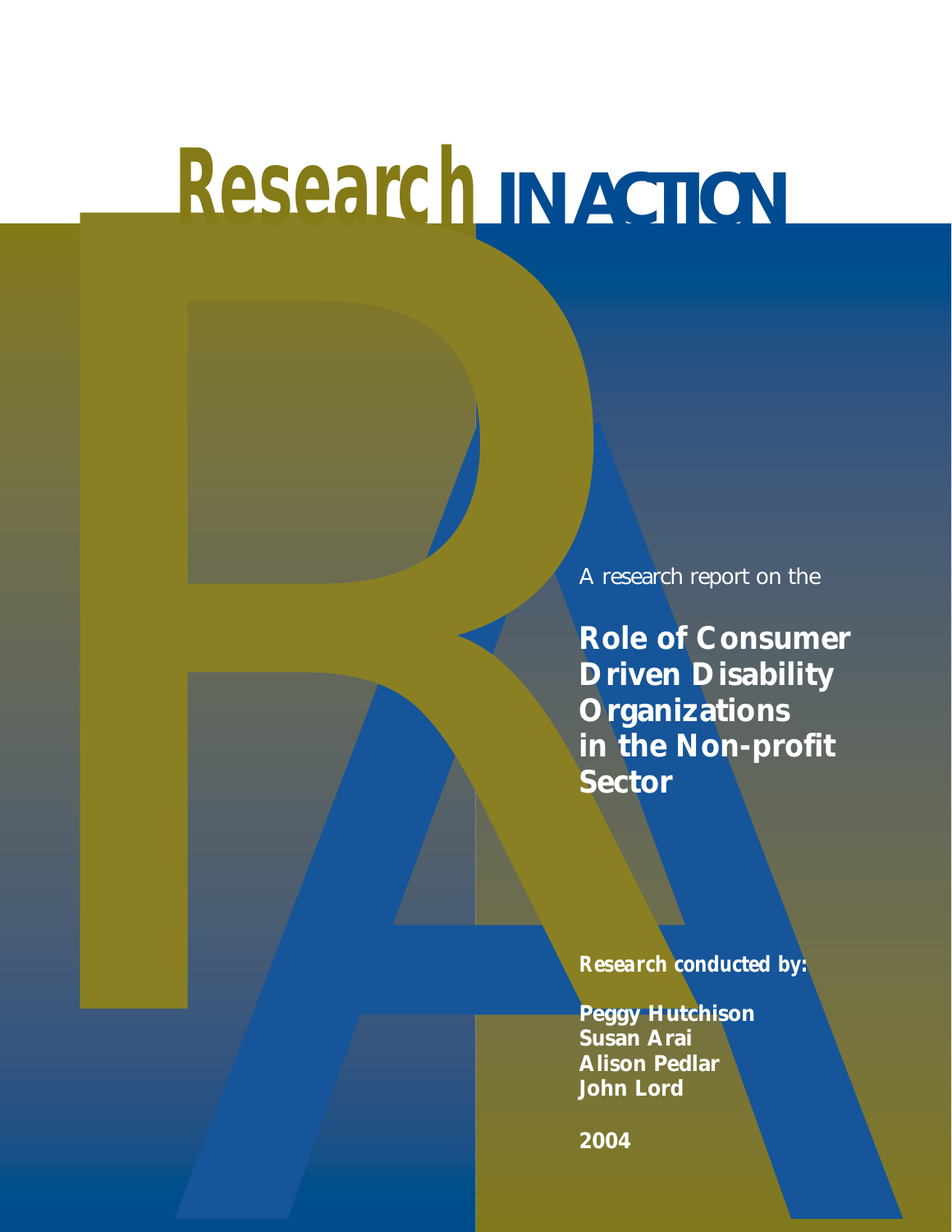# Research IN ACTION

A research report on the

## Role of Consumer Driven Disability Organizations in the Non-profit Sector

***Research conducted by:***

**Peggy Hutchison**
**Susan Arai**
**Alison Pedlar**
**John Lord**

**2004**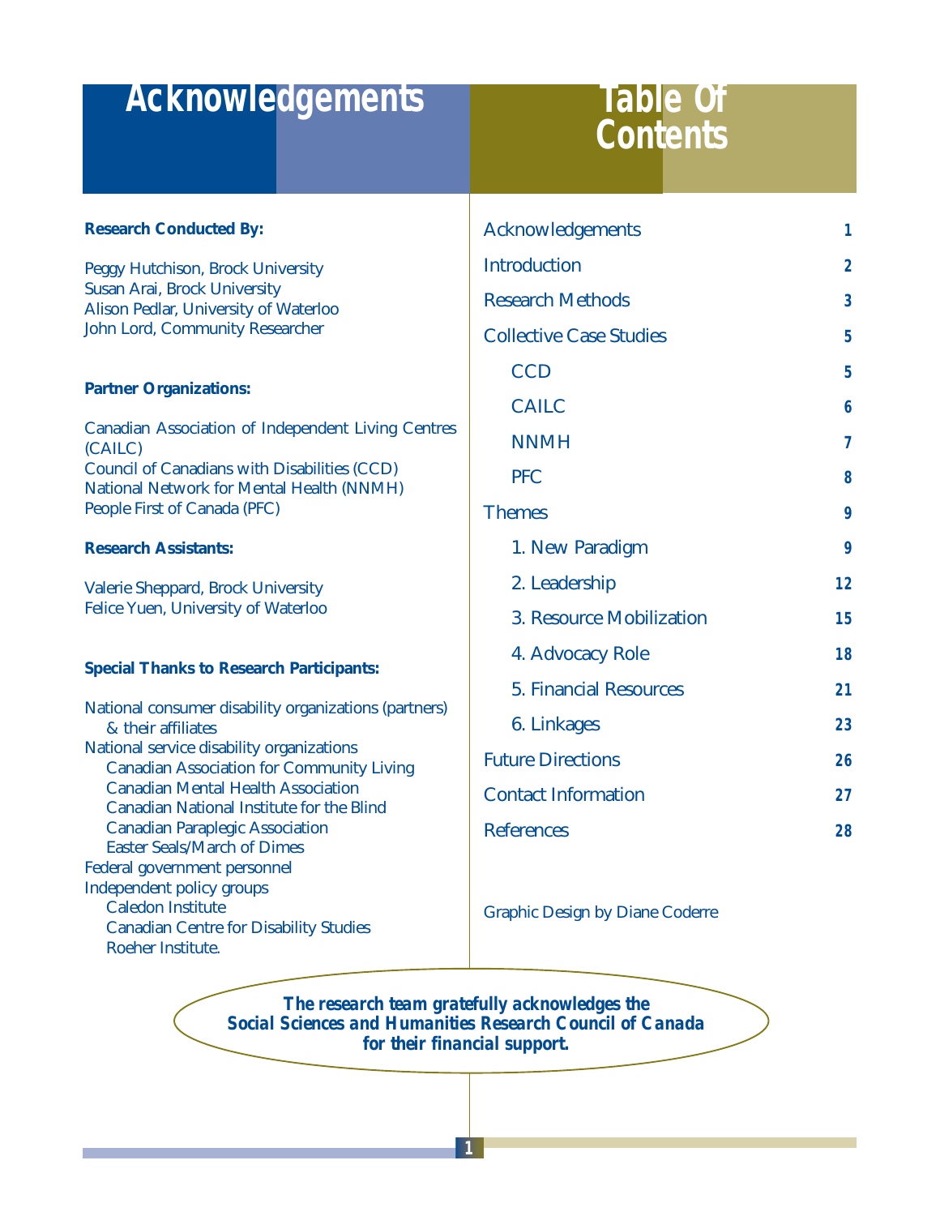# Acknowledgements

**Research Conducted By:**

Peggy Hutchison, Brock University
Susan Arai, Brock University
Alison Pedlar, University of Waterloo
John Lord, Community Researcher

**Partner Organizations:**

Canadian Association of Independent Living Centres (CAILC)
Council of Canadians with Disabilities (CCD)
National Network for Mental Health (NNMH)
People First of Canada (PFC)

**Research Assistants:**

Valerie Sheppard, Brock University
Felice Yuen, University of Waterloo

**Special Thanks to Research Participants:**

National consumer disability organizations (partners) & their affiliates
National service disability organizations
- Canadian Association for Community Living
- Canadian Mental Health Association
- Canadian National Institute for the Blind
- Canadian Paraplegic Association
- Easter Seals/March of Dimes

Federal government personnel
Independent policy groups
- Caledon Institute
- Canadian Centre for Disability Studies
- Roeher Institute.

# Table Of Contents

| | |
|---|---|
| Acknowledgements | 1 |
| Introduction | 2 |
| Research Methods | 3 |
| Collective Case Studies | 5 |
| CCD | 5 |
| CAILC | 6 |
| NNMH | 7 |
| PFC | 8 |
| Themes | 9 |
| 1. New Paradigm | 9 |
| 2. Leadership | 12 |
| 3. Resource Mobilization | 15 |
| 4. Advocacy Role | 18 |
| 5. Financial Resources | 21 |
| 6. Linkages | 23 |
| Future Directions | 26 |
| Contact Information | 27 |
| References | 28 |

Graphic Design by Diane Coderre

***The research team gratefully acknowledges the Social Sciences and Humanities Research Council of Canada for their financial support.***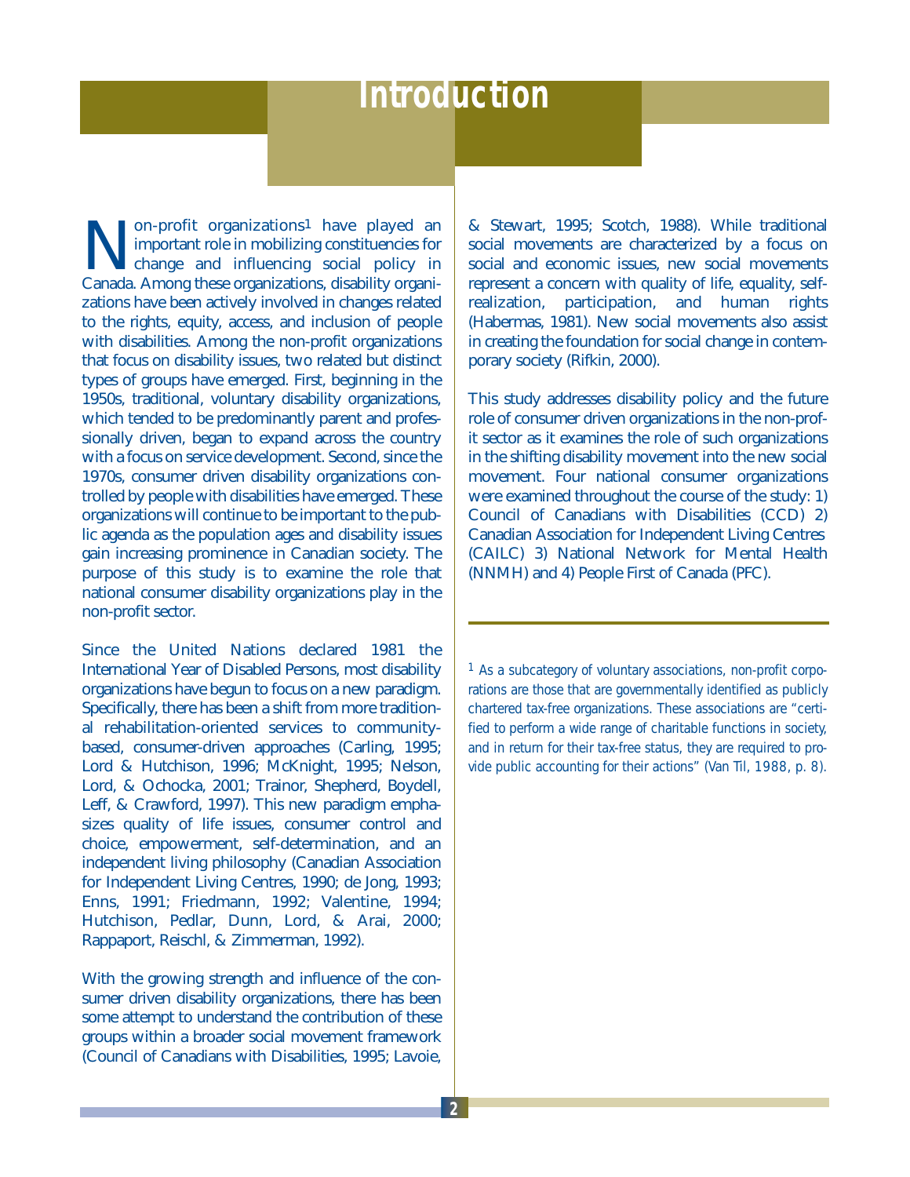# Introduction

Non-profit organizations[1] have played an important role in mobilizing constituencies for change and influencing social policy in Canada. Among these organizations, disability organizations have been actively involved in changes related to the rights, equity, access, and inclusion of people with disabilities. Among the non-profit organizations that focus on disability issues, two related but distinct types of groups have emerged. First, beginning in the 1950s, traditional, voluntary disability organizations, which tended to be predominantly parent and professionally driven, began to expand across the country with a focus on service development. Second, since the 1970s, consumer driven disability organizations controlled by people with disabilities have emerged. These organizations will continue to be important to the public agenda as the population ages and disability issues gain increasing prominence in Canadian society. The purpose of this study is to examine the role that national consumer disability organizations play in the non-profit sector.

Since the United Nations declared 1981 the International Year of Disabled Persons, most disability organizations have begun to focus on a new paradigm. Specifically, there has been a shift from more traditional rehabilitation-oriented services to community-based, consumer-driven approaches (Carling, 1995; Lord & Hutchison, 1996; McKnight, 1995; Nelson, Lord, & Ochocka, 2001; Trainor, Shepherd, Boydell, Leff, & Crawford, 1997). This new paradigm emphasizes quality of life issues, consumer control and choice, empowerment, self-determination, and an independent living philosophy (Canadian Association for Independent Living Centres, 1990; de Jong, 1993; Enns, 1991; Friedmann, 1992; Valentine, 1994; Hutchison, Pedlar, Dunn, Lord, & Arai, 2000; Rappaport, Reischl, & Zimmerman, 1992).

With the growing strength and influence of the consumer driven disability organizations, there has been some attempt to understand the contribution of these groups within a broader social movement framework (Council of Canadians with Disabilities, 1995; Lavoie, & Stewart, 1995; Scotch, 1988). While traditional social movements are characterized by a focus on social and economic issues, new social movements represent a concern with quality of life, equality, self-realization, participation, and human rights (Habermas, 1981). New social movements also assist in creating the foundation for social change in contemporary society (Rifkin, 2000).

This study addresses disability policy and the future role of consumer driven organizations in the non-profit sector as it examines the role of such organizations in the shifting disability movement into the new social movement. Four national consumer organizations were examined throughout the course of the study: 1) Council of Canadians with Disabilities (CCD) 2) Canadian Association for Independent Living Centres (CAILC) 3) National Network for Mental Health (NNMH) and 4) People First of Canada (PFC).

---

[1] As a subcategory of voluntary associations, non-profit corporations are those that are governmentally identified as publicly chartered tax-free organizations. These associations are "certified to perform a wide range of charitable functions in society, and in return for their tax-free status, they are required to provide public accounting for their actions" (Van Til, 1988, p. 8).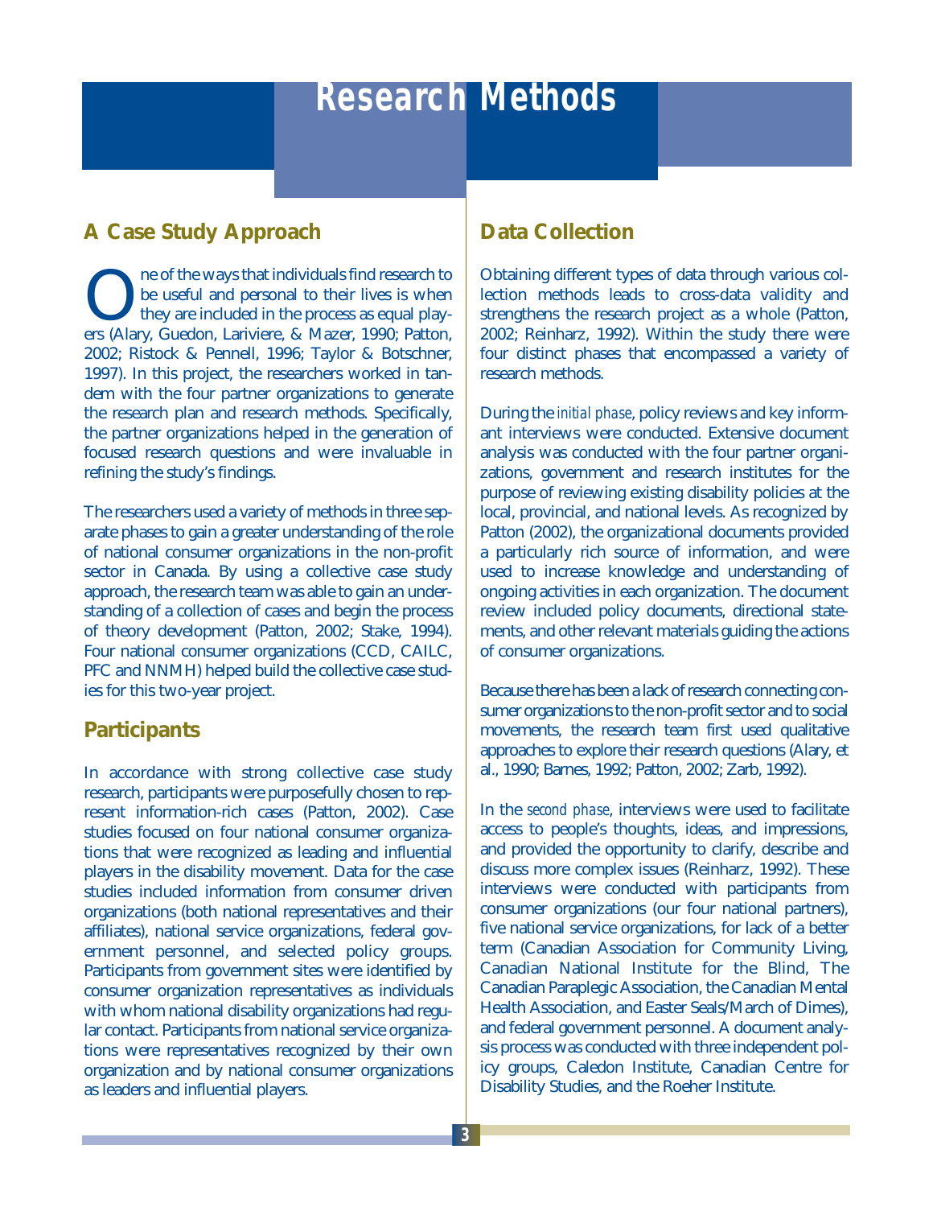# Research Methods

## A Case Study Approach

One of the ways that individuals find research to be useful and personal to their lives is when they are included in the process as equal players (Alary, Guedon, Lariviere, & Mazer, 1990; Patton, 2002; Ristock & Pennell, 1996; Taylor & Botschner, 1997). In this project, the researchers worked in tandem with the four partner organizations to generate the research plan and research methods. Specifically, the partner organizations helped in the generation of focused research questions and were invaluable in refining the study's findings.

The researchers used a variety of methods in three separate phases to gain a greater understanding of the role of national consumer organizations in the non-profit sector in Canada. By using a collective case study approach, the research team was able to gain an understanding of a collection of cases and begin the process of theory development (Patton, 2002; Stake, 1994). Four national consumer organizations (CCD, CAILC, PFC and NNMH) helped build the collective case studies for this two-year project.

## Participants

In accordance with strong collective case study research, participants were purposefully chosen to represent information-rich cases (Patton, 2002). Case studies focused on four national consumer organizations that were recognized as leading and influential players in the disability movement. Data for the case studies included information from consumer driven organizations (both national representatives and their affiliates), national service organizations, federal government personnel, and selected policy groups. Participants from government sites were identified by consumer organization representatives as individuals with whom national disability organizations had regular contact. Participants from national service organizations were representatives recognized by their own organization and by national consumer organizations as leaders and influential players.

## Data Collection

Obtaining different types of data through various collection methods leads to cross-data validity and strengthens the research project as a whole (Patton, 2002; Reinharz, 1992). Within the study there were four distinct phases that encompassed a variety of research methods.

During the *initial phase*, policy reviews and key informant interviews were conducted. Extensive document analysis was conducted with the four partner organizations, government and research institutes for the purpose of reviewing existing disability policies at the local, provincial, and national levels. As recognized by Patton (2002), the organizational documents provided a particularly rich source of information, and were used to increase knowledge and understanding of ongoing activities in each organization. The document review included policy documents, directional statements, and other relevant materials guiding the actions of consumer organizations.

Because there has been a lack of research connecting consumer organizations to the non-profit sector and to social movements, the research team first used qualitative approaches to explore their research questions (Alary, et al., 1990; Barnes, 1992; Patton, 2002; Zarb, 1992).

In the *second phase*, interviews were used to facilitate access to people's thoughts, ideas, and impressions, and provided the opportunity to clarify, describe and discuss more complex issues (Reinharz, 1992). These interviews were conducted with participants from consumer organizations (our four national partners), five national service organizations, for lack of a better term (Canadian Association for Community Living, Canadian National Institute for the Blind, The Canadian Paraplegic Association, the Canadian Mental Health Association, and Easter Seals/March of Dimes), and federal government personnel. A document analysis process was conducted with three independent policy groups, Caledon Institute, Canadian Centre for Disability Studies, and the Roeher Institute.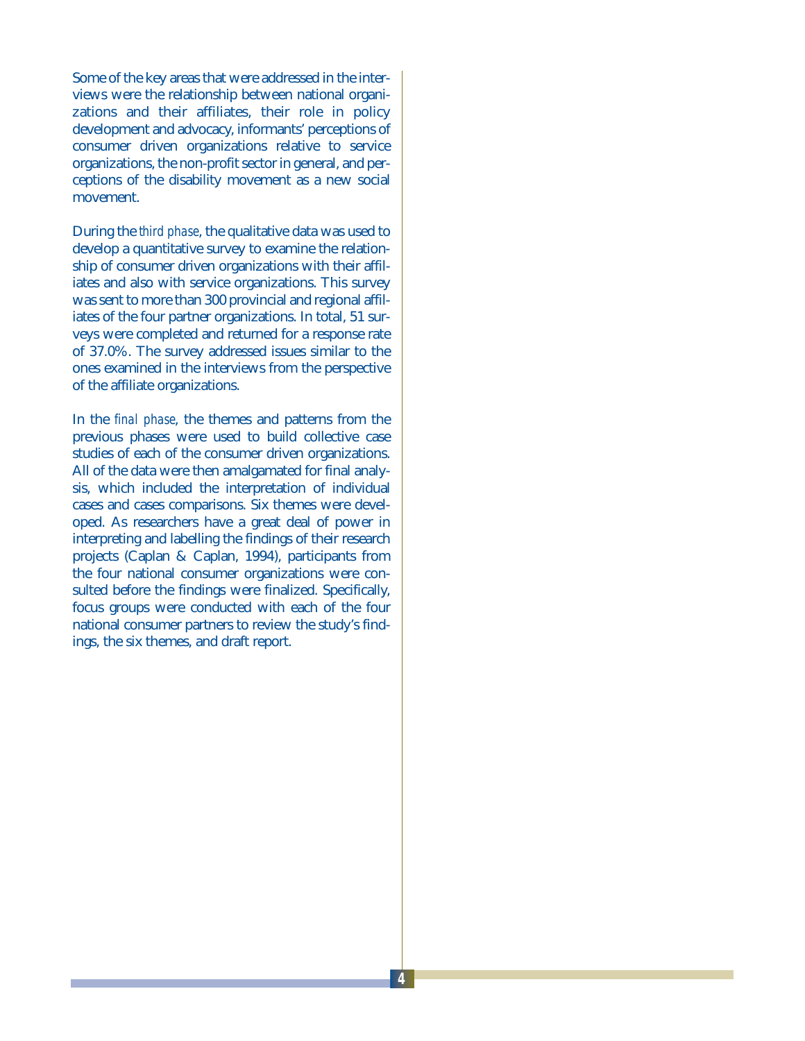Some of the key areas that were addressed in the interviews were the relationship between national organizations and their affiliates, their role in policy development and advocacy, informants' perceptions of consumer driven organizations relative to service organizations, the non-profit sector in general, and perceptions of the disability movement as a new social movement.

During the *third phase*, the qualitative data was used to develop a quantitative survey to examine the relationship of consumer driven organizations with their affiliates and also with service organizations. This survey was sent to more than 300 provincial and regional affiliates of the four partner organizations. In total, 51 surveys were completed and returned for a response rate of 37.0%. The survey addressed issues similar to the ones examined in the interviews from the perspective of the affiliate organizations.

In the *final phase*, the themes and patterns from the previous phases were used to build collective case studies of each of the consumer driven organizations. All of the data were then amalgamated for final analysis, which included the interpretation of individual cases and cases comparisons. Six themes were developed. As researchers have a great deal of power in interpreting and labelling the findings of their research projects (Caplan & Caplan, 1994), participants from the four national consumer organizations were consulted before the findings were finalized. Specifically, focus groups were conducted with each of the four national consumer partners to review the study's findings, the six themes, and draft report.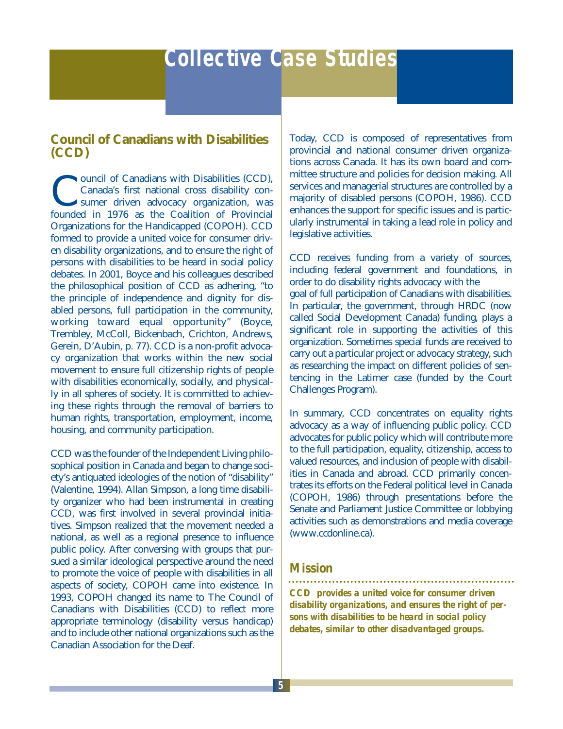# Collective Case Studies

## Council of Canadians with Disabilities (CCD)

Council of Canadians with Disabilities (CCD), Canada's first national cross disability consumer driven advocacy organization, was founded in 1976 as the Coalition of Provincial Organizations for the Handicapped (COPOH). CCD formed to provide a united voice for consumer driven disability organizations, and to ensure the right of persons with disabilities to be heard in social policy debates. In 2001, Boyce and his colleagues described the philosophical position of CCD as adhering, "to the principle of independence and dignity for disabled persons, full participation in the community, working toward equal opportunity" (Boyce, Trembley, McColl, Bickenbach, Crichton, Andrews, Gerein, D'Aubin, p. 77). CCD is a non-profit advocacy organization that works within the new social movement to ensure full citizenship rights of people with disabilities economically, socially, and physically in all spheres of society. It is committed to achieving these rights through the removal of barriers to human rights, transportation, employment, income, housing, and community participation.

CCD was the founder of the Independent Living philosophical position in Canada and began to change society's antiquated ideologies of the notion of "disability" (Valentine, 1994). Allan Simpson, a long time disability organizer who had been instrumental in creating CCD, was first involved in several provincial initiatives. Simpson realized that the movement needed a national, as well as a regional presence to influence public policy. After conversing with groups that pursued a similar ideological perspective around the need to promote the voice of people with disabilities in all aspects of society, COPOH came into existence. In 1993, COPOH changed its name to The Council of Canadians with Disabilities (CCD) to reflect more appropriate terminology (disability versus handicap) and to include other national organizations such as the Canadian Association for the Deaf.

Today, CCD is composed of representatives from provincial and national consumer driven organizations across Canada. It has its own board and committee structure and policies for decision making. All services and managerial structures are controlled by a majority of disabled persons (COPOH, 1986). CCD enhances the support for specific issues and is particularly instrumental in taking a lead role in policy and legislative activities.

CCD receives funding from a variety of sources, including federal government and foundations, in order to do disability rights advocacy with the goal of full participation of Canadians with disabilities. In particular, the government, through HRDC (now called Social Development Canada) funding, plays a significant role in supporting the activities of this organization. Sometimes special funds are received to carry out a particular project or advocacy strategy, such as researching the impact on different policies of sentencing in the Latimer case (funded by the Court Challenges Program).

In summary, CCD concentrates on equality rights advocacy as a way of influencing public policy. CCD advocates for public policy which will contribute more to the full participation, equality, citizenship, access to valued resources, and inclusion of people with disabilities in Canada and abroad. CCD primarily concentrates its efforts on the Federal political level in Canada (COPOH, 1986) through presentations before the Senate and Parliament Justice Committee or lobbying activities such as demonstrations and media coverage (www.ccdonline.ca).

### Mission

***CCD provides a united voice for consumer driven disability organizations, and ensures the right of persons with disabilities to be heard in social policy debates, similar to other disadvantaged groups.***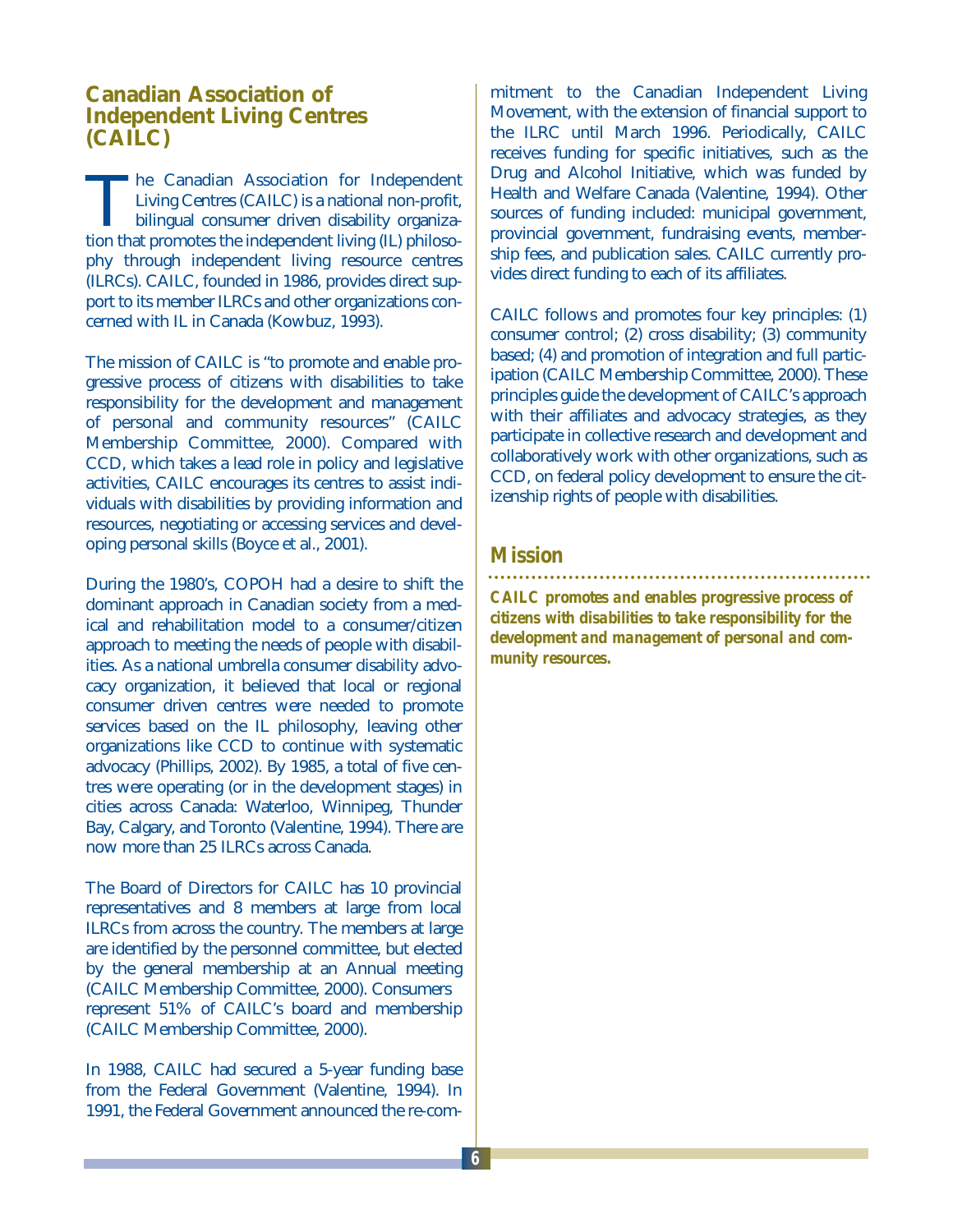## Canadian Association of Independent Living Centres (CAILC)

The Canadian Association for Independent Living Centres (CAILC) is a national non-profit, bilingual consumer driven disability organization that promotes the independent living (IL) philosophy through independent living resource centres (ILRCs). CAILC, founded in 1986, provides direct support to its member ILRCs and other organizations concerned with IL in Canada (Kowbuz, 1993).

The mission of CAILC is "to promote and enable progressive process of citizens with disabilities to take responsibility for the development and management of personal and community resources" (CAILC Membership Committee, 2000). Compared with CCD, which takes a lead role in policy and legislative activities, CAILC encourages its centres to assist individuals with disabilities by providing information and resources, negotiating or accessing services and developing personal skills (Boyce et al., 2001).

During the 1980's, COPOH had a desire to shift the dominant approach in Canadian society from a medical and rehabilitation model to a consumer/citizen approach to meeting the needs of people with disabilities. As a national umbrella consumer disability advocacy organization, it believed that local or regional consumer driven centres were needed to promote services based on the IL philosophy, leaving other organizations like CCD to continue with systematic advocacy (Phillips, 2002). By 1985, a total of five centres were operating (or in the development stages) in cities across Canada: Waterloo, Winnipeg, Thunder Bay, Calgary, and Toronto (Valentine, 1994). There are now more than 25 ILRCs across Canada.

The Board of Directors for CAILC has 10 provincial representatives and 8 members at large from local ILRCs from across the country. The members at large are identified by the personnel committee, but elected by the general membership at an Annual meeting (CAILC Membership Committee, 2000). Consumers represent 51% of CAILC's board and membership (CAILC Membership Committee, 2000).

In 1988, CAILC had secured a 5-year funding base from the Federal Government (Valentine, 1994). In 1991, the Federal Government announced the re-commitment to the Canadian Independent Living Movement, with the extension of financial support to the ILRC until March 1996. Periodically, CAILC receives funding for specific initiatives, such as the Drug and Alcohol Initiative, which was funded by Health and Welfare Canada (Valentine, 1994). Other sources of funding included: municipal government, provincial government, fundraising events, membership fees, and publication sales. CAILC currently provides direct funding to each of its affiliates.

CAILC follows and promotes four key principles: (1) consumer control; (2) cross disability; (3) community based; (4) and promotion of integration and full participation (CAILC Membership Committee, 2000). These principles guide the development of CAILC's approach with their affiliates and advocacy strategies, as they participate in collective research and development and collaboratively work with other organizations, such as CCD, on federal policy development to ensure the citizenship rights of people with disabilities.

### Mission

***CAILC promotes and enables progressive process of citizens with disabilities to take responsibility for the development and management of personal and community resources.***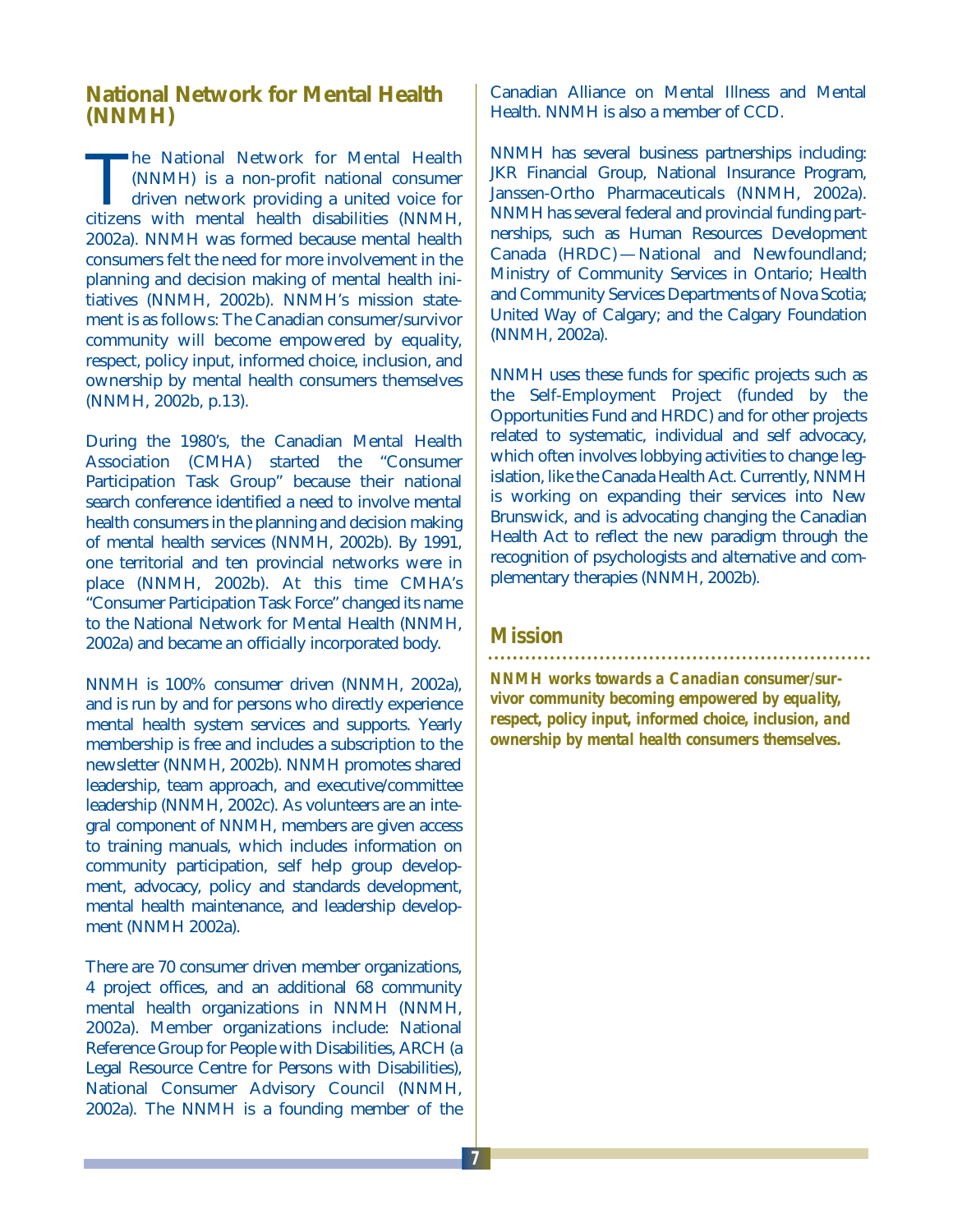## National Network for Mental Health (NNMH)

The National Network for Mental Health (NNMH) is a non-profit national consumer driven network providing a united voice for citizens with mental health disabilities (NNMH, 2002a). NNMH was formed because mental health consumers felt the need for more involvement in the planning and decision making of mental health initiatives (NNMH, 2002b). NNMH's mission statement is as follows: The Canadian consumer/survivor community will become empowered by equality, respect, policy input, informed choice, inclusion, and ownership by mental health consumers themselves (NNMH, 2002b, p.13).

During the 1980's, the Canadian Mental Health Association (CMHA) started the "Consumer Participation Task Group" because their national search conference identified a need to involve mental health consumers in the planning and decision making of mental health services (NNMH, 2002b). By 1991, one territorial and ten provincial networks were in place (NNMH, 2002b). At this time CMHA's "Consumer Participation Task Force" changed its name to the National Network for Mental Health (NNMH, 2002a) and became an officially incorporated body.

NNMH is 100% consumer driven (NNMH, 2002a), and is run by and for persons who directly experience mental health system services and supports. Yearly membership is free and includes a subscription to the newsletter (NNMH, 2002b). NNMH promotes shared leadership, team approach, and executive/committee leadership (NNMH, 2002c). As volunteers are an integral component of NNMH, members are given access to training manuals, which includes information on community participation, self help group development, advocacy, policy and standards development, mental health maintenance, and leadership development (NNMH 2002a).

There are 70 consumer driven member organizations, 4 project offices, and an additional 68 community mental health organizations in NNMH (NNMH, 2002a). Member organizations include: National Reference Group for People with Disabilities, ARCH (a Legal Resource Centre for Persons with Disabilities), National Consumer Advisory Council (NNMH, 2002a). The NNMH is a founding member of the Canadian Alliance on Mental Illness and Mental Health. NNMH is also a member of CCD.

NNMH has several business partnerships including: JKR Financial Group, National Insurance Program, Janssen-Ortho Pharmaceuticals (NNMH, 2002a). NNMH has several federal and provincial funding partnerships, such as Human Resources Development Canada (HRDC) — National and Newfoundland; Ministry of Community Services in Ontario; Health and Community Services Departments of Nova Scotia; United Way of Calgary; and the Calgary Foundation (NNMH, 2002a).

NNMH uses these funds for specific projects such as the Self-Employment Project (funded by the Opportunities Fund and HRDC) and for other projects related to systematic, individual and self advocacy, which often involves lobbying activities to change legislation, like the Canada Health Act. Currently, NNMH is working on expanding their services into New Brunswick, and is advocating changing the Canadian Health Act to reflect the new paradigm through the recognition of psychologists and alternative and complementary therapies (NNMH, 2002b).

### Mission

***NNMH works towards a Canadian consumer/survivor community becoming empowered by equality, respect, policy input, informed choice, inclusion, and ownership by mental health consumers themselves.***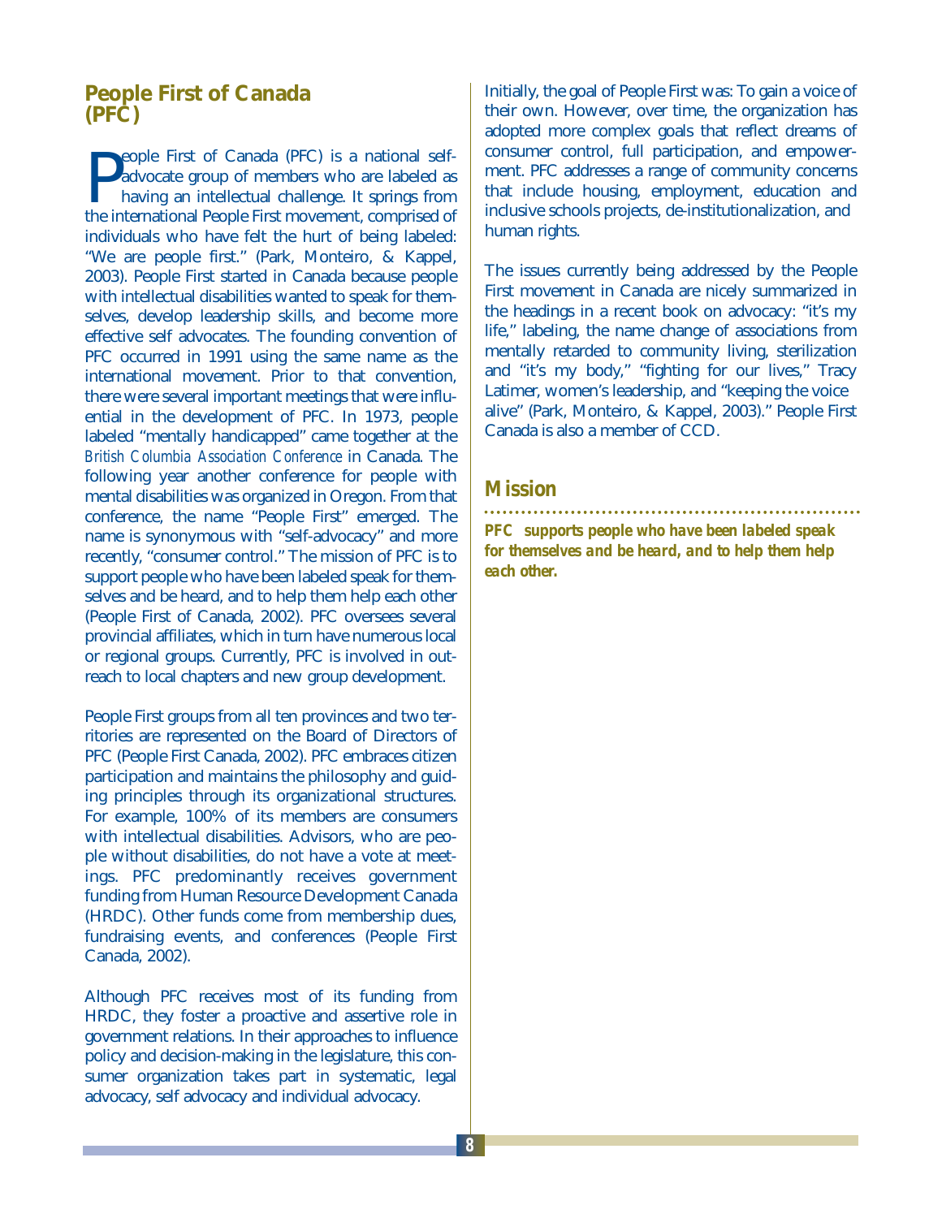## People First of Canada (PFC)

People First of Canada (PFC) is a national self-advocate group of members who are labeled as having an intellectual challenge. It springs from the international People First movement, comprised of individuals who have felt the hurt of being labeled: "We are people first." (Park, Monteiro, & Kappel, 2003). People First started in Canada because people with intellectual disabilities wanted to speak for themselves, develop leadership skills, and become more effective self advocates. The founding convention of PFC occurred in 1991 using the same name as the international movement. Prior to that convention, there were several important meetings that were influential in the development of PFC. In 1973, people labeled "mentally handicapped" came together at the *British Columbia Association Conference* in Canada. The following year another conference for people with mental disabilities was organized in Oregon. From that conference, the name "People First" emerged. The name is synonymous with "self-advocacy" and more recently, "consumer control." The mission of PFC is to support people who have been labeled speak for themselves and be heard, and to help them help each other (People First of Canada, 2002). PFC oversees several provincial affiliates, which in turn have numerous local or regional groups. Currently, PFC is involved in outreach to local chapters and new group development.

People First groups from all ten provinces and two territories are represented on the Board of Directors of PFC (People First Canada, 2002). PFC embraces citizen participation and maintains the philosophy and guiding principles through its organizational structures. For example, 100% of its members are consumers with intellectual disabilities. Advisors, who are people without disabilities, do not have a vote at meetings. PFC predominantly receives government funding from Human Resource Development Canada (HRDC). Other funds come from membership dues, fundraising events, and conferences (People First Canada, 2002).

Although PFC receives most of its funding from HRDC, they foster a proactive and assertive role in government relations. In their approaches to influence policy and decision-making in the legislature, this consumer organization takes part in systematic, legal advocacy, self advocacy and individual advocacy.

Initially, the goal of People First was: To gain a voice of their own. However, over time, the organization has adopted more complex goals that reflect dreams of consumer control, full participation, and empowerment. PFC addresses a range of community concerns that include housing, employment, education and inclusive schools projects, de-institutionalization, and human rights.

The issues currently being addressed by the People First movement in Canada are nicely summarized in the headings in a recent book on advocacy: "it's my life," labeling, the name change of associations from mentally retarded to community living, sterilization and "it's my body," "fighting for our lives," Tracy Latimer, women's leadership, and "keeping the voice alive" (Park, Monteiro, & Kappel, 2003)." People First Canada is also a member of CCD.

### Mission

***PFC supports people who have been labeled speak for themselves and be heard, and to help them help each other.***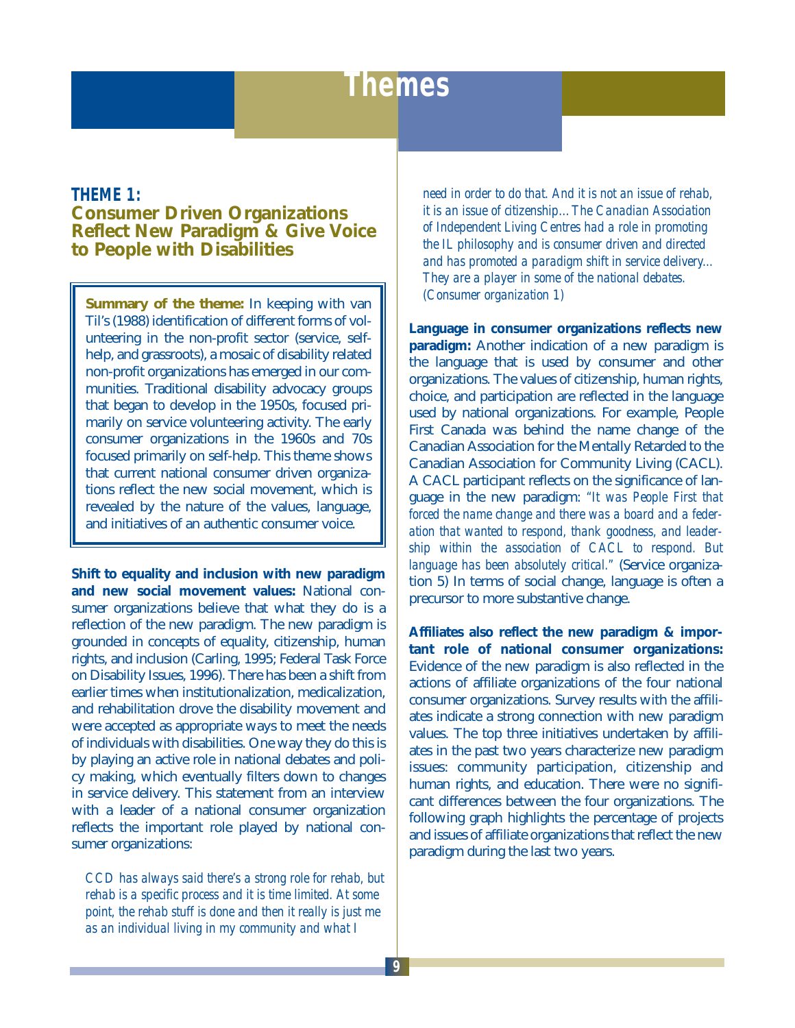# Themes

## THEME 1:
## Consumer Driven Organizations Reflect New Paradigm & Give Voice to People with Disabilities

> **Summary of the theme:** In keeping with van Til's (1988) identification of different forms of volunteering in the non-profit sector (service, self-help, and grassroots), a mosaic of disability related non-profit organizations has emerged in our communities. Traditional disability advocacy groups that began to develop in the 1950s, focused primarily on service volunteering activity. The early consumer organizations in the 1960s and 70s focused primarily on self-help. This theme shows that current national consumer driven organizations reflect the new social movement, which is revealed by the nature of the values, language, and initiatives of an authentic consumer voice.

**Shift to equality and inclusion with new paradigm and new social movement values:** National consumer organizations believe that what they do is a reflection of the new paradigm. The new paradigm is grounded in concepts of equality, citizenship, human rights, and inclusion (Carling, 1995; Federal Task Force on Disability Issues, 1996). There has been a shift from earlier times when institutionalization, medicalization, and rehabilitation drove the disability movement and were accepted as appropriate ways to meet the needs of individuals with disabilities. One way they do this is by playing an active role in national debates and policy making, which eventually filters down to changes in service delivery. This statement from an interview with a leader of a national consumer organization reflects the important role played by national consumer organizations:

> *CCD has always said there's a strong role for rehab, but rehab is a specific process and it is time limited. At some point, the rehab stuff is done and then it really is just me as an individual living in my community and what I need in order to do that. And it is not an issue of rehab, it is an issue of citizenship… The Canadian Association of Independent Living Centres had a role in promoting the IL philosophy and is consumer driven and directed and has promoted a paradigm shift in service delivery… They are a player in some of the national debates. (Consumer organization 1)*

**Language in consumer organizations reflects new paradigm:** Another indication of a new paradigm is the language that is used by consumer and other organizations. The values of citizenship, human rights, choice, and participation are reflected in the language used by national organizations. For example, People First Canada was behind the name change of the Canadian Association for the Mentally Retarded to the Canadian Association for Community Living (CACL). A CACL participant reflects on the significance of language in the new paradigm: *"It was People First that forced the name change and there was a board and a federation that wanted to respond, thank goodness, and leadership within the association of CACL to respond. But language has been absolutely critical."* (Service organization 5) In terms of social change, language is often a precursor to more substantive change.

**Affiliates also reflect the new paradigm & important role of national consumer organizations:** Evidence of the new paradigm is also reflected in the actions of affiliate organizations of the four national consumer organizations. Survey results with the affiliates indicate a strong connection with new paradigm values. The top three initiatives undertaken by affiliates in the past two years characterize new paradigm issues: community participation, citizenship and human rights, and education. There were no significant differences between the four organizations. The following graph highlights the percentage of projects and issues of affiliate organizations that reflect the new paradigm during the last two years.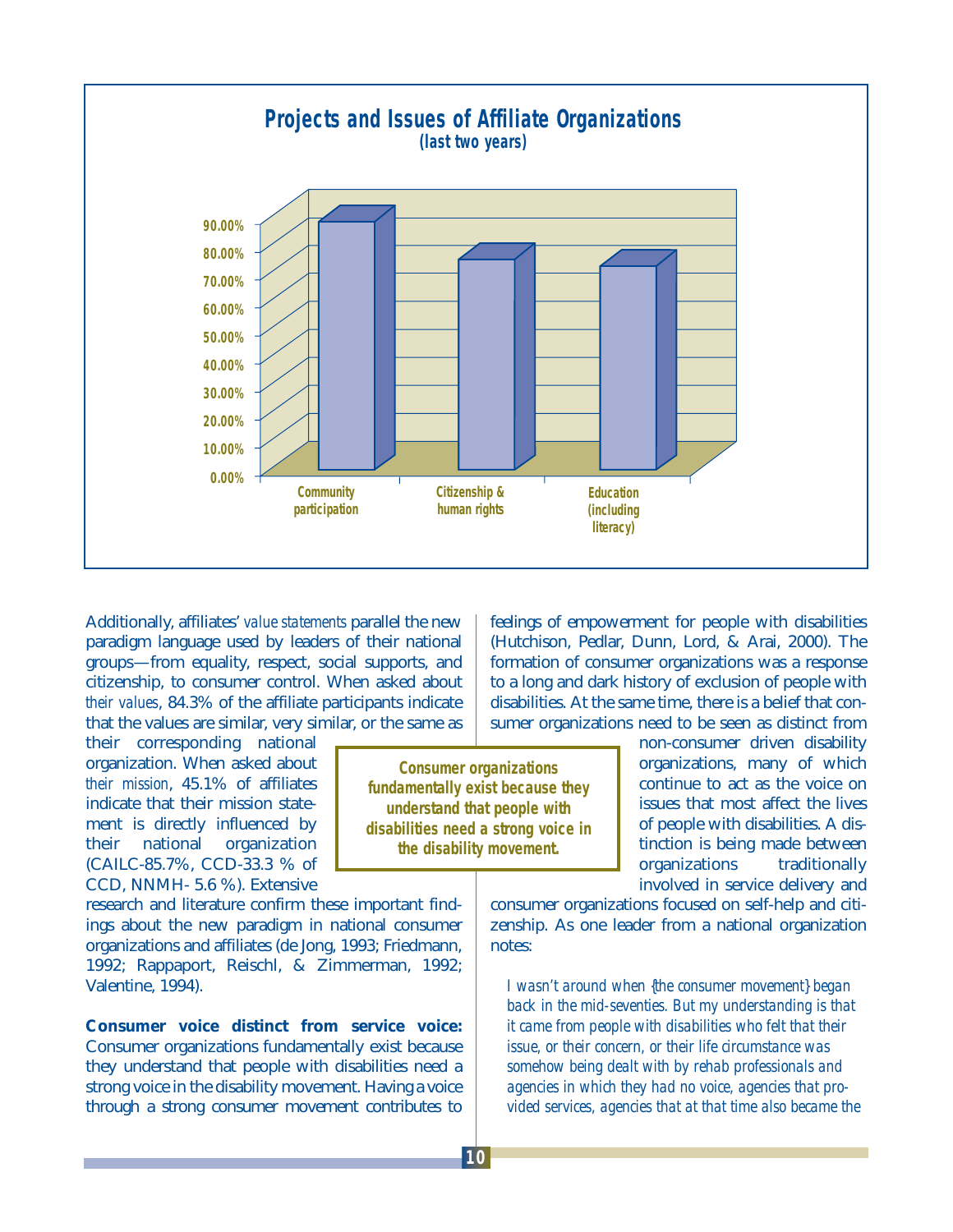## Projects and Issues of Affiliate Organizations

**(last two years)**

| Project/Issue | Percentage (approx.) |
| --- | --- |
| Community participation | ~89% |
| Citizenship & human rights | ~75% |
| Education (including literacy) | ~73% |

Additionally, affiliates' *value statements* parallel the new paradigm language used by leaders of their national groups—from equality, respect, social supports, and citizenship, to consumer control. When asked about *their values*, 84.3% of the affiliate participants indicate that the values are similar, very similar, or the same as their corresponding national organization. When asked about *their mission*, 45.1% of affiliates indicate that their mission statement is directly influenced by their national organization (CAILC-85.7%, CCD-33.3 % of CCD, NNMH- 5.6 %). Extensive research and literature confirm these important findings about the new paradigm in national consumer organizations and affiliates (de Jong, 1993; Friedmann, 1992; Rappaport, Reischl, & Zimmerman, 1992; Valentine, 1994).

> **Consumer organizations fundamentally exist because they understand that people with disabilities need a strong voice in the disability movement.**

**Consumer voice distinct from service voice:** Consumer organizations fundamentally exist because they understand that people with disabilities need a strong voice in the disability movement. Having a voice through a strong consumer movement contributes to feelings of empowerment for people with disabilities (Hutchison, Pedlar, Dunn, Lord, & Arai, 2000). The formation of consumer organizations was a response to a long and dark history of exclusion of people with disabilities. At the same time, there is a belief that consumer organizations need to be seen as distinct from non-consumer driven disability organizations, many of which continue to act as the voice on issues that most affect the lives of people with disabilities. A distinction is being made between organizations traditionally involved in service delivery and consumer organizations focused on self-help and citizenship. As one leader from a national organization notes:

> *I wasn't around when {the consumer movement} began back in the mid-seventies. But my understanding is that it came from people with disabilities who felt that their issue, or their concern, or their life circumstance was somehow being dealt with by rehab professionals and agencies in which they had no voice, agencies that provided services, agencies that at that time also became the*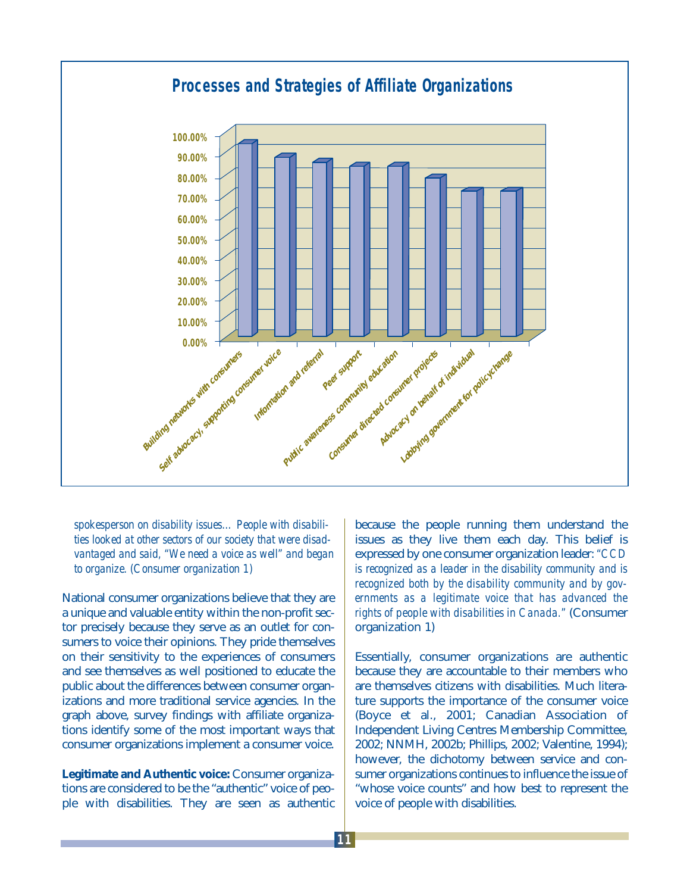## Processes and Strategies of Affiliate Organizations

| Process/Strategy | Percentage |
| --- | --- |
| Building networks with consumers | ~95% |
| Self advocacy, supporting consumer voice | ~88% |
| Information and referral | ~86% |
| Peer support | ~84% |
| Public awareness community education | ~84% |
| Consumer directed consumer projects | ~78% |
| Advocacy on behalf of individual | ~72% |
| Lobbying government for policy change | ~72% |

*spokesperson on disability issues... People with disabilities looked at other sectors of our society that were disadvantaged and said, "We need a voice as well" and began to organize. (Consumer organization 1)*

National consumer organizations believe that they are a unique and valuable entity within the non-profit sector precisely because they serve as an outlet for consumers to voice their opinions. They pride themselves on their sensitivity to the experiences of consumers and see themselves as well positioned to educate the public about the differences between consumer organizations and more traditional service agencies. In the graph above, survey findings with affiliate organizations identify some of the most important ways that consumer organizations implement a consumer voice.

**Legitimate and Authentic voice:** Consumer organizations are considered to be the "authentic" voice of people with disabilities. They are seen as authentic because the people running them understand the issues as they live them each day. This belief is expressed by one consumer organization leader: *"CCD is recognized as a leader in the disability community and is recognized both by the disability community and by governments as a legitimate voice that has advanced the rights of people with disabilities in Canada."* (Consumer organization 1)

Essentially, consumer organizations are authentic because they are accountable to their members who are themselves citizens with disabilities. Much literature supports the importance of the consumer voice (Boyce et al., 2001; Canadian Association of Independent Living Centres Membership Committee, 2002; NNMH, 2002b; Phillips, 2002; Valentine, 1994); however, the dichotomy between service and consumer organizations continues to influence the issue of "whose voice counts" and how best to represent the voice of people with disabilities.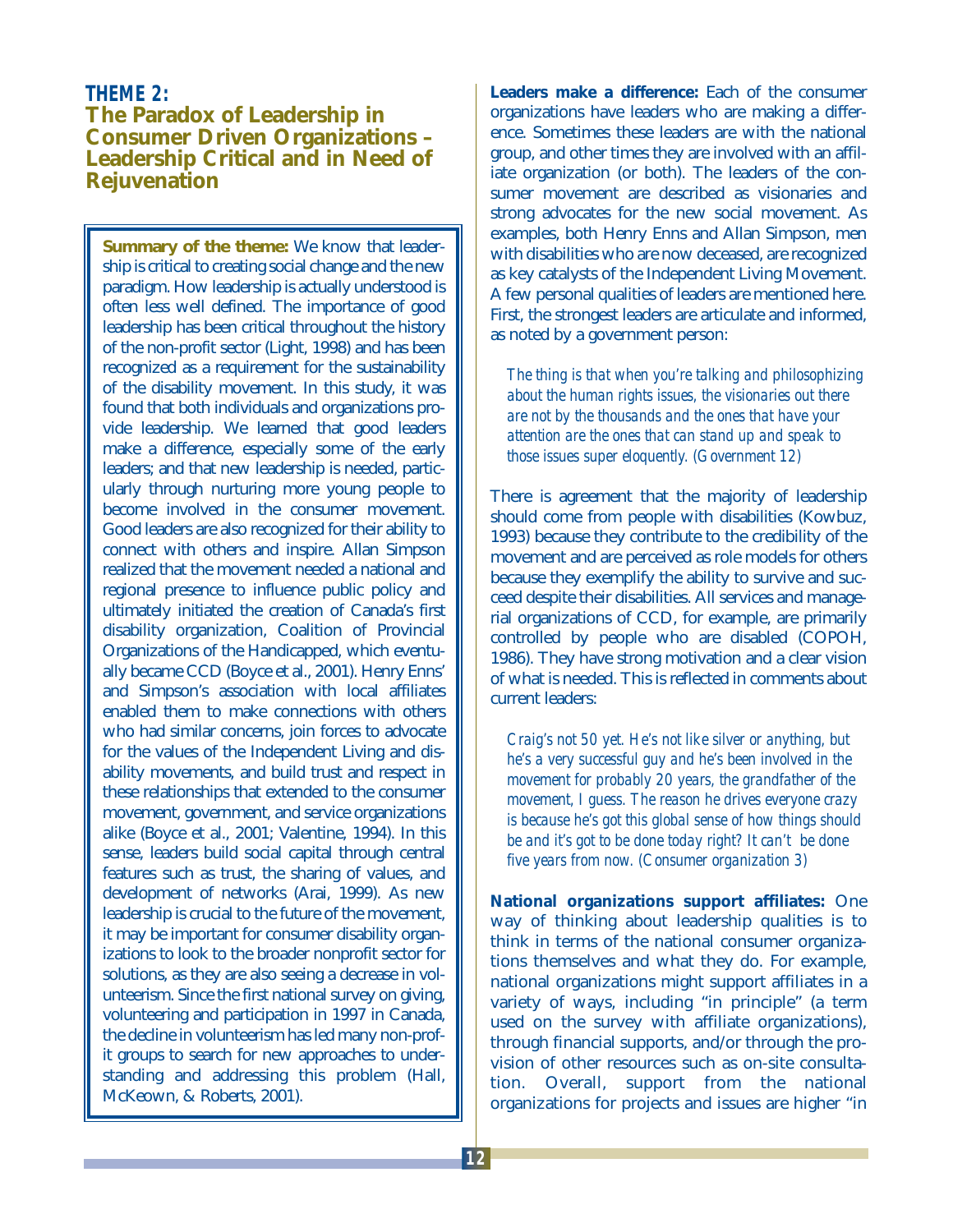## THEME 2:
## The Paradox of Leadership in Consumer Driven Organizations – Leadership Critical and in Need of Rejuvenation

**Summary of the theme:** We know that leadership is critical to creating social change and the new paradigm. How leadership is actually understood is often less well defined. The importance of good leadership has been critical throughout the history of the non-profit sector (Light, 1998) and has been recognized as a requirement for the sustainability of the disability movement. In this study, it was found that both individuals and organizations provide leadership. We learned that good leaders make a difference, especially some of the early leaders; and that new leadership is needed, particularly through nurturing more young people to become involved in the consumer movement. Good leaders are also recognized for their ability to connect with others and inspire. Allan Simpson realized that the movement needed a national and regional presence to influence public policy and ultimately initiated the creation of Canada's first disability organization, Coalition of Provincial Organizations of the Handicapped, which eventually became CCD (Boyce et al., 2001). Henry Enns' and Simpson's association with local affiliates enabled them to make connections with others who had similar concerns, join forces to advocate for the values of the Independent Living and disability movements, and build trust and respect in these relationships that extended to the consumer movement, government, and service organizations alike (Boyce et al., 2001; Valentine, 1994). In this sense, leaders build social capital through central features such as trust, the sharing of values, and development of networks (Arai, 1999). As new leadership is crucial to the future of the movement, it may be important for consumer disability organizations to look to the broader nonprofit sector for solutions, as they are also seeing a decrease in volunteerism. Since the first national survey on giving, volunteering and participation in 1997 in Canada, the decline in volunteerism has led many non-profit groups to search for new approaches to understanding and addressing this problem (Hall, McKeown, & Roberts, 2001).

**Leaders make a difference:** Each of the consumer organizations have leaders who are making a difference. Sometimes these leaders are with the national group, and other times they are involved with an affiliate organization (or both). The leaders of the consumer movement are described as visionaries and strong advocates for the new social movement. As examples, both Henry Enns and Allan Simpson, men with disabilities who are now deceased, are recognized as key catalysts of the Independent Living Movement. A few personal qualities of leaders are mentioned here. First, the strongest leaders are articulate and informed, as noted by a government person:

> *The thing is that when you're talking and philosophizing about the human rights issues, the visionaries out there are not by the thousands and the ones that have your attention are the ones that can stand up and speak to those issues super eloquently. (Government 12)*

There is agreement that the majority of leadership should come from people with disabilities (Kowbuz, 1993) because they contribute to the credibility of the movement and are perceived as role models for others because they exemplify the ability to survive and succeed despite their disabilities. All services and managerial organizations of CCD, for example, are primarily controlled by people who are disabled (COPOH, 1986). They have strong motivation and a clear vision of what is needed. This is reflected in comments about current leaders:

> *Craig's not 50 yet. He's not like silver or anything, but he's a very successful guy and he's been involved in the movement for probably 20 years, the grandfather of the movement, I guess. The reason he drives everyone crazy is because he's got this global sense of how things should be and it's got to be done today right? It can't be done five years from now. (Consumer organization 3)*

**National organizations support affiliates:** One way of thinking about leadership qualities is to think in terms of the national consumer organizations themselves and what they do. For example, national organizations might support affiliates in a variety of ways, including "in principle" (a term used on the survey with affiliate organizations), through financial supports, and/or through the provision of other resources such as on-site consultation. Overall, support from the national organizations for projects and issues are higher "in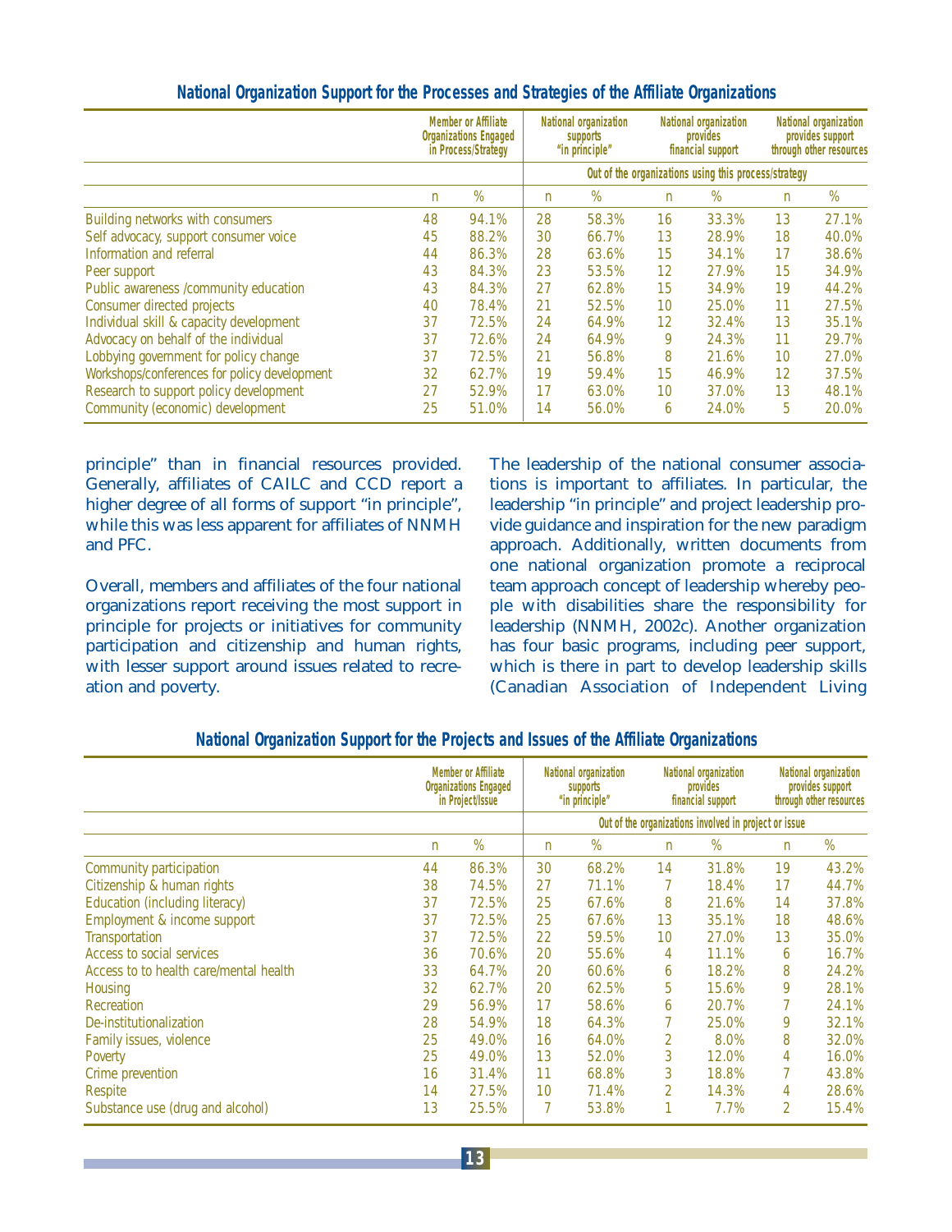### National Organization Support for the Processes and Strategies of the Affiliate Organizations

| | Member or Affiliate Organizations Engaged in Process/Strategy | | National organization supports "in principle" | | National organization provides financial support | | National organization provides support through other resources | |
|---|---|---|---|---|---|---|---|---|
| | | | Out of the organizations using this process/strategy | | | | | |
| | n | % | n | % | n | % | n | % |
| Building networks with consumers | 48 | 94.1% | 28 | 58.3% | 16 | 33.3% | 13 | 27.1% |
| Self advocacy, support consumer voice | 45 | 88.2% | 30 | 66.7% | 13 | 28.9% | 18 | 40.0% |
| Information and referral | 44 | 86.3% | 28 | 63.6% | 15 | 34.1% | 17 | 38.6% |
| Peer support | 43 | 84.3% | 23 | 53.5% | 12 | 27.9% | 15 | 34.9% |
| Public awareness /community education | 43 | 84.3% | 27 | 62.8% | 15 | 34.9% | 19 | 44.2% |
| Consumer directed projects | 40 | 78.4% | 21 | 52.5% | 10 | 25.0% | 11 | 27.5% |
| Individual skill & capacity development | 37 | 72.5% | 24 | 64.9% | 12 | 32.4% | 13 | 35.1% |
| Advocacy on behalf of the individual | 37 | 72.6% | 24 | 64.9% | 9 | 24.3% | 11 | 29.7% |
| Lobbying government for policy change | 37 | 72.5% | 21 | 56.8% | 8 | 21.6% | 10 | 27.0% |
| Workshops/conferences for policy development | 32 | 62.7% | 19 | 59.4% | 15 | 46.9% | 12 | 37.5% |
| Research to support policy development | 27 | 52.9% | 17 | 63.0% | 10 | 37.0% | 13 | 48.1% |
| Community (economic) development | 25 | 51.0% | 14 | 56.0% | 6 | 24.0% | 5 | 20.0% |

principle" than in financial resources provided. Generally, affiliates of CAILC and CCD report a higher degree of all forms of support "in principle", while this was less apparent for affiliates of NNMH and PFC.

Overall, members and affiliates of the four national organizations report receiving the most support in principle for projects or initiatives for community participation and citizenship and human rights, with lesser support around issues related to recreation and poverty.

The leadership of the national consumer associations is important to affiliates. In particular, the leadership "in principle" and project leadership provide guidance and inspiration for the new paradigm approach. Additionally, written documents from one national organization promote a reciprocal team approach concept of leadership whereby people with disabilities share the responsibility for leadership (NNMH, 2002c). Another organization has four basic programs, including peer support, which is there in part to develop leadership skills (Canadian Association of Independent Living

### National Organization Support for the Projects and Issues of the Affiliate Organizations

| | Member or Affiliate Organizations Engaged in Project/Issue | | National organization supports "in principle" | | National organization provides financial support | | National organization provides support through other resources | |
|---|---|---|---|---|---|---|---|---|
| | | | Out of the organizations involved in project or issue | | | | | |
| | n | % | n | % | n | % | n | % |
| Community participation | 44 | 86.3% | 30 | 68.2% | 14 | 31.8% | 19 | 43.2% |
| Citizenship & human rights | 38 | 74.5% | 27 | 71.1% | 7 | 18.4% | 17 | 44.7% |
| Education (including literacy) | 37 | 72.5% | 25 | 67.6% | 8 | 21.6% | 14 | 37.8% |
| Employment & income support | 37 | 72.5% | 25 | 67.6% | 13 | 35.1% | 18 | 48.6% |
| Transportation | 37 | 72.5% | 22 | 59.5% | 10 | 27.0% | 13 | 35.0% |
| Access to social services | 36 | 70.6% | 20 | 55.6% | 4 | 11.1% | 6 | 16.7% |
| Access to to health care/mental health | 33 | 64.7% | 20 | 60.6% | 6 | 18.2% | 8 | 24.2% |
| Housing | 32 | 62.7% | 20 | 62.5% | 5 | 15.6% | 9 | 28.1% |
| Recreation | 29 | 56.9% | 17 | 58.6% | 6 | 20.7% | 7 | 24.1% |
| De-institutionalization | 28 | 54.9% | 18 | 64.3% | 7 | 25.0% | 9 | 32.1% |
| Family issues, violence | 25 | 49.0% | 16 | 64.0% | 2 | 8.0% | 8 | 32.0% |
| Poverty | 25 | 49.0% | 13 | 52.0% | 3 | 12.0% | 4 | 16.0% |
| Crime prevention | 16 | 31.4% | 11 | 68.8% | 3 | 18.8% | 7 | 43.8% |
| Respite | 14 | 27.5% | 10 | 71.4% | 2 | 14.3% | 4 | 28.6% |
| Substance use (drug and alcohol) | 13 | 25.5% | 7 | 53.8% | 1 | 7.7% | 2 | 15.4% |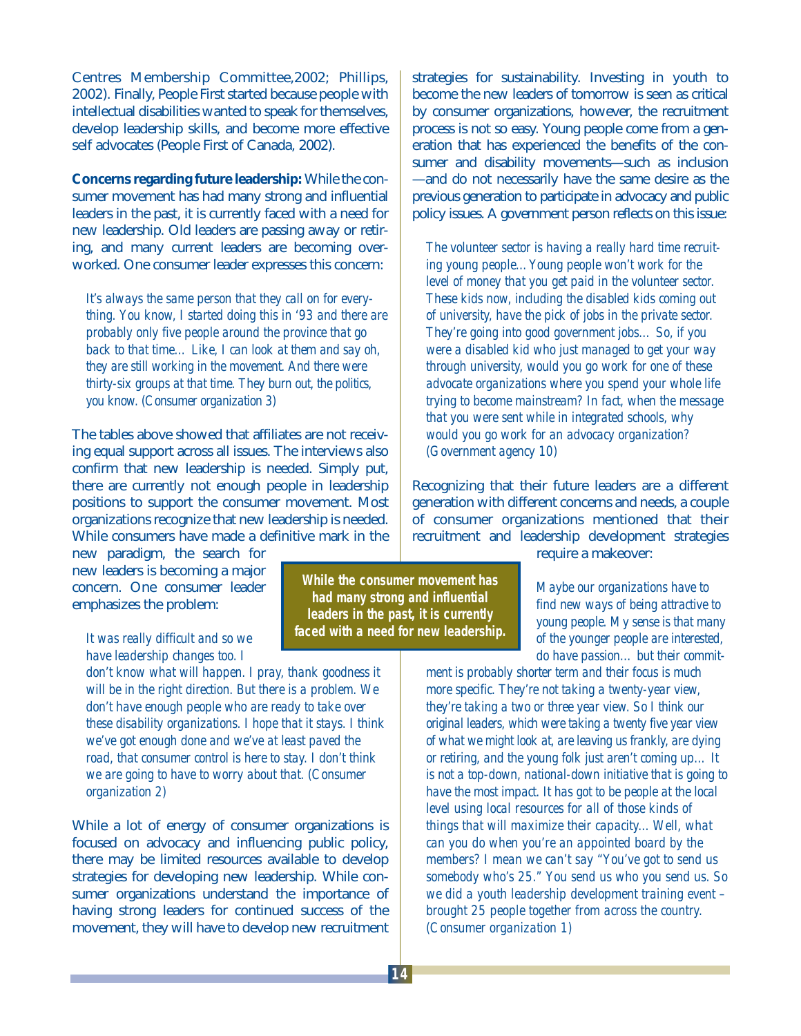Centres Membership Committee,2002; Phillips, 2002). Finally, People First started because people with intellectual disabilities wanted to speak for themselves, develop leadership skills, and become more effective self advocates (People First of Canada, 2002).

**Concerns regarding future leadership:** While the consumer movement has had many strong and influential leaders in the past, it is currently faced with a need for new leadership. Old leaders are passing away or retiring, and many current leaders are becoming overworked. One consumer leader expresses this concern:

> *It's always the same person that they call on for everything. You know, I started doing this in '93 and there are probably only five people around the province that go back to that time... Like, I can look at them and say oh, they are still working in the movement. And there were thirty-six groups at that time. They burn out, the politics, you know. (Consumer organization 3)*

The tables above showed that affiliates are not receiving equal support across all issues. The interviews also confirm that new leadership is needed. Simply put, there are currently not enough people in leadership positions to support the consumer movement. Most organizations recognize that new leadership is needed. While consumers have made a definitive mark in the new paradigm, the search for new leaders is becoming a major concern. One consumer leader emphasizes the problem:

**While the consumer movement has had many strong and influential leaders in the past, it is currently faced with a need for new leadership.**

> *It was really difficult and so we have leadership changes too. I don't know what will happen. I pray, thank goodness it will be in the right direction. But there is a problem. We don't have enough people who are ready to take over these disability organizations. I hope that it stays. I think we've got enough done and we've at least paved the road, that consumer control is here to stay. I don't think we are going to have to worry about that. (Consumer organization 2)*

While a lot of energy of consumer organizations is focused on advocacy and influencing public policy, there may be limited resources available to develop strategies for developing new leadership. While consumer organizations understand the importance of having strong leaders for continued success of the movement, they will have to develop new recruitment strategies for sustainability. Investing in youth to become the new leaders of tomorrow is seen as critical by consumer organizations, however, the recruitment process is not so easy. Young people come from a generation that has experienced the benefits of the consumer and disability movements—such as inclusion—and do not necessarily have the same desire as the previous generation to participate in advocacy and public policy issues. A government person reflects on this issue:

> *The volunteer sector is having a really hard time recruiting young people...Young people won't work for the level of money that you get paid in the volunteer sector. These kids now, including the disabled kids coming out of university, have the pick of jobs in the private sector. They're going into good government jobs... So, if you were a disabled kid who just managed to get your way through university, would you go work for one of these advocate organizations where you spend your whole life trying to become mainstream? In fact, when the message that you were sent while in integrated schools, why would you go work for an advocacy organization? (Government agency 10)*

Recognizing that their future leaders are a different generation with different concerns and needs, a couple of consumer organizations mentioned that their recruitment and leadership development strategies require a makeover:

> *Maybe our organizations have to find new ways of being attractive to young people. My sense is that many of the younger people are interested, do have passion... but their commitment is probably shorter term and their focus is much more specific. They're not taking a twenty-year view, they're taking a two or three year view. So I think our original leaders, which were taking a twenty five year view of what we might look at, are leaving us frankly, are dying or retiring, and the young folk just aren't coming up... It is not a top-down, national-down initiative that is going to have the most impact. It has got to be people at the local level using local resources for all of those kinds of things that will maximize their capacity...Well, what can you do when you're an appointed board by the members? I mean we can't say "You've got to send us somebody who's 25." You send us who you send us. So we did a youth leadership development training event – brought 25 people together from across the country. (Consumer organization 1)*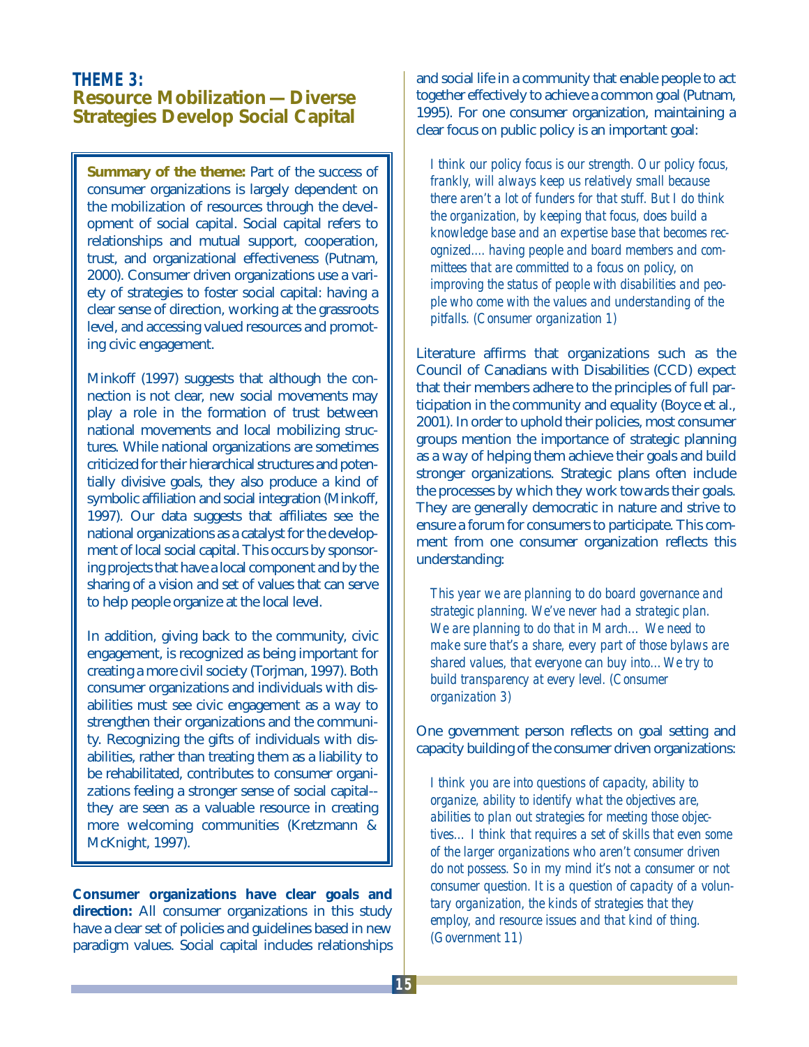## THEME 3: Resource Mobilization — Diverse Strategies Develop Social Capital

**Summary of the theme:** Part of the success of consumer organizations is largely dependent on the mobilization of resources through the development of social capital. Social capital refers to relationships and mutual support, cooperation, trust, and organizational effectiveness (Putnam, 2000). Consumer driven organizations use a variety of strategies to foster social capital: having a clear sense of direction, working at the grassroots level, and accessing valued resources and promoting civic engagement.

Minkoff (1997) suggests that although the connection is not clear, new social movements may play a role in the formation of trust between national movements and local mobilizing structures. While national organizations are sometimes criticized for their hierarchical structures and potentially divisive goals, they also produce a kind of symbolic affiliation and social integration (Minkoff, 1997). Our data suggests that affiliates see the national organizations as a catalyst for the development of local social capital. This occurs by sponsoring projects that have a local component and by the sharing of a vision and set of values that can serve to help people organize at the local level.

In addition, giving back to the community, civic engagement, is recognized as being important for creating a more civil society (Torjman, 1997). Both consumer organizations and individuals with disabilities must see civic engagement as a way to strengthen their organizations and the community. Recognizing the gifts of individuals with disabilities, rather than treating them as a liability to be rehabilitated, contributes to consumer organizations feeling a stronger sense of social capital--they are seen as a valuable resource in creating more welcoming communities (Kretzmann & McKnight, 1997).

**Consumer organizations have clear goals and direction:** All consumer organizations in this study have a clear set of policies and guidelines based in new paradigm values. Social capital includes relationships and social life in a community that enable people to act together effectively to achieve a common goal (Putnam, 1995). For one consumer organization, maintaining a clear focus on public policy is an important goal:

> *I think our policy focus is our strength. Our policy focus, frankly, will always keep us relatively small because there aren't a lot of funders for that stuff. But I do think the organization, by keeping that focus, does build a knowledge base and an expertise base that becomes recognized.... having people and board members and committees that are committed to a focus on policy, on improving the status of people with disabilities and people who come with the values and understanding of the pitfalls. (Consumer organization 1)*

Literature affirms that organizations such as the Council of Canadians with Disabilities (CCD) expect that their members adhere to the principles of full participation in the community and equality (Boyce et al., 2001). In order to uphold their policies, most consumer groups mention the importance of strategic planning as a way of helping them achieve their goals and build stronger organizations. Strategic plans often include the processes by which they work towards their goals. They are generally democratic in nature and strive to ensure a forum for consumers to participate. This comment from one consumer organization reflects this understanding:

> *This year we are planning to do board governance and strategic planning. We've never had a strategic plan. We are planning to do that in March… We need to make sure that's a share, every part of those bylaws are shared values, that everyone can buy into…We try to build transparency at every level. (Consumer organization 3)*

One government person reflects on goal setting and capacity building of the consumer driven organizations:

> *I think you are into questions of capacity, ability to organize, ability to identify what the objectives are, abilities to plan out strategies for meeting those objectives… I think that requires a set of skills that even some of the larger organizations who aren't consumer driven do not possess. So in my mind it's not a consumer or not consumer question. It is a question of capacity of a voluntary organization, the kinds of strategies that they employ, and resource issues and that kind of thing. (Government 11)*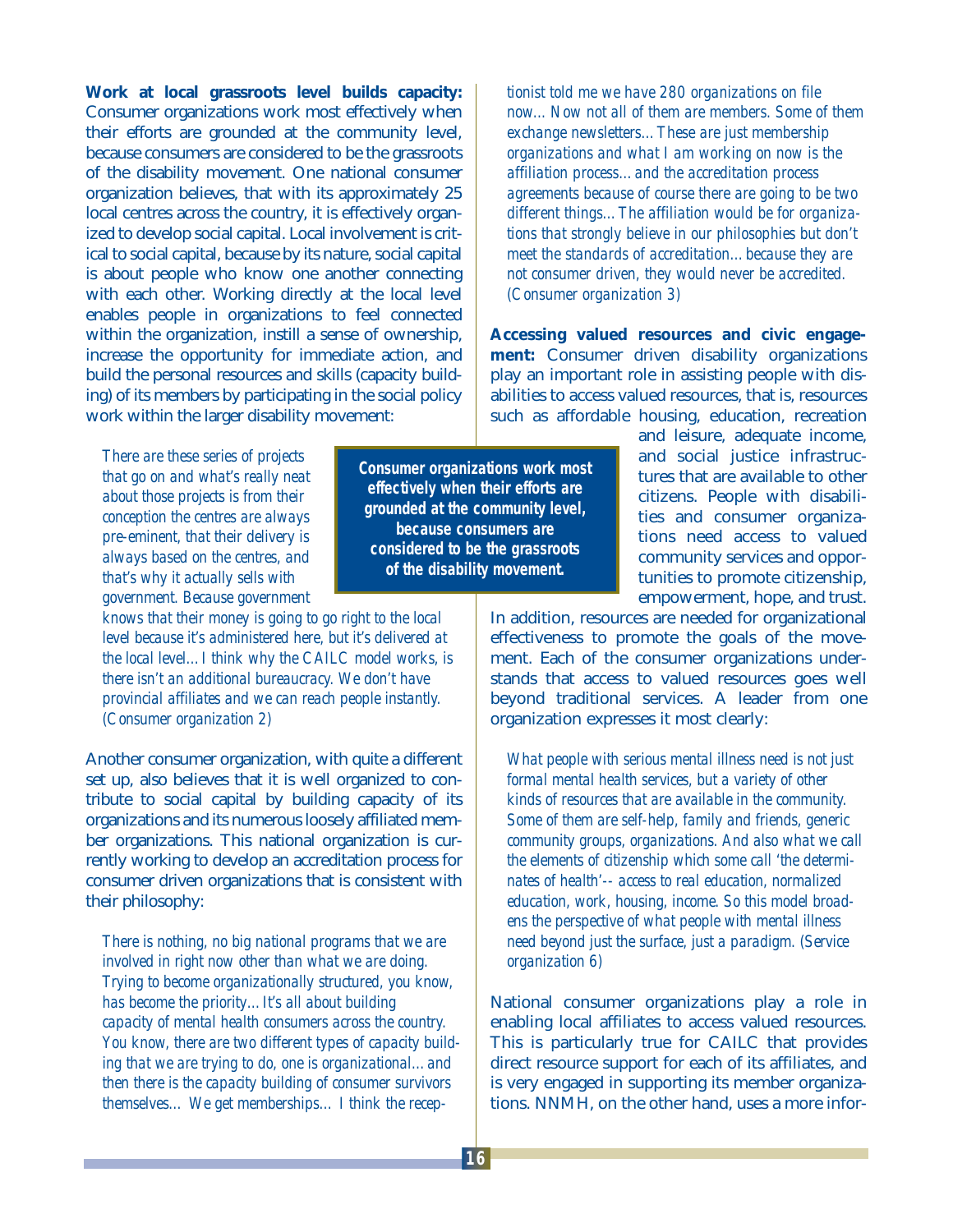**Work at local grassroots level builds capacity:** Consumer organizations work most effectively when their efforts are grounded at the community level, because consumers are considered to be the grassroots of the disability movement. One national consumer organization believes, that with its approximately 25 local centres across the country, it is effectively organized to develop social capital. Local involvement is critical to social capital, because by its nature, social capital is about people who know one another connecting with each other. Working directly at the local level enables people in organizations to feel connected within the organization, instill a sense of ownership, increase the opportunity for immediate action, and build the personal resources and skills (capacity building) of its members by participating in the social policy work within the larger disability movement:

> *There are these series of projects that go on and what's really neat about those projects is from their conception the centres are always pre-eminent, that their delivery is always based on the centres, and that's why it actually sells with government. Because government knows that their money is going to go right to the local level because it's administered here, but it's delivered at the local level…I think why the CAILC model works, is there isn't an additional bureaucracy. We don't have provincial affiliates and we can reach people instantly. (Consumer organization 2)*

**Consumer organizations work most effectively when their efforts are grounded at the community level, because consumers are considered to be the grassroots of the disability movement.**

Another consumer organization, with quite a different set up, also believes that it is well organized to contribute to social capital by building capacity of its organizations and its numerous loosely affiliated member organizations. This national organization is currently working to develop an accreditation process for consumer driven organizations that is consistent with their philosophy:

> *There is nothing, no big national programs that we are involved in right now other than what we are doing. Trying to become organizationally structured, you know, has become the priority…It's all about building capacity of mental health consumers across the country. You know, there are two different types of capacity building that we are trying to do, one is organizational…and then there is the capacity building of consumer survivors themselves… We get memberships… I think the receptionist told me we have 280 organizations on file now… Now not all of them are members. Some of them exchange newsletters…These are just membership organizations and what I am working on now is the affiliation process…and the accreditation process agreements because of course there are going to be two different things…The affiliation would be for organizations that strongly believe in our philosophies but don't meet the standards of accreditation…because they are not consumer driven, they would never be accredited. (Consumer organization 3)*

**Accessing valued resources and civic engagement:** Consumer driven disability organizations play an important role in assisting people with disabilities to access valued resources, that is, resources such as affordable housing, education, recreation and leisure, adequate income, and social justice infrastructures that are available to other citizens. People with disabilities and consumer organizations need access to valued community services and opportunities to promote citizenship, empowerment, hope, and trust. In addition, resources are needed for organizational effectiveness to promote the goals of the movement. Each of the consumer organizations understands that access to valued resources goes well beyond traditional services. A leader from one organization expresses it most clearly:

> *What people with serious mental illness need is not just formal mental health services, but a variety of other kinds of resources that are available in the community. Some of them are self-help, family and friends, generic community groups, organizations. And also what we call the elements of citizenship which some call 'the determinates of health'-- access to real education, normalized education, work, housing, income. So this model broadens the perspective of what people with mental illness need beyond just the surface, just a paradigm. (Service organization 6)*

National consumer organizations play a role in enabling local affiliates to access valued resources. This is particularly true for CAILC that provides direct resource support for each of its affiliates, and is very engaged in supporting its member organizations. NNMH, on the other hand, uses a more infor-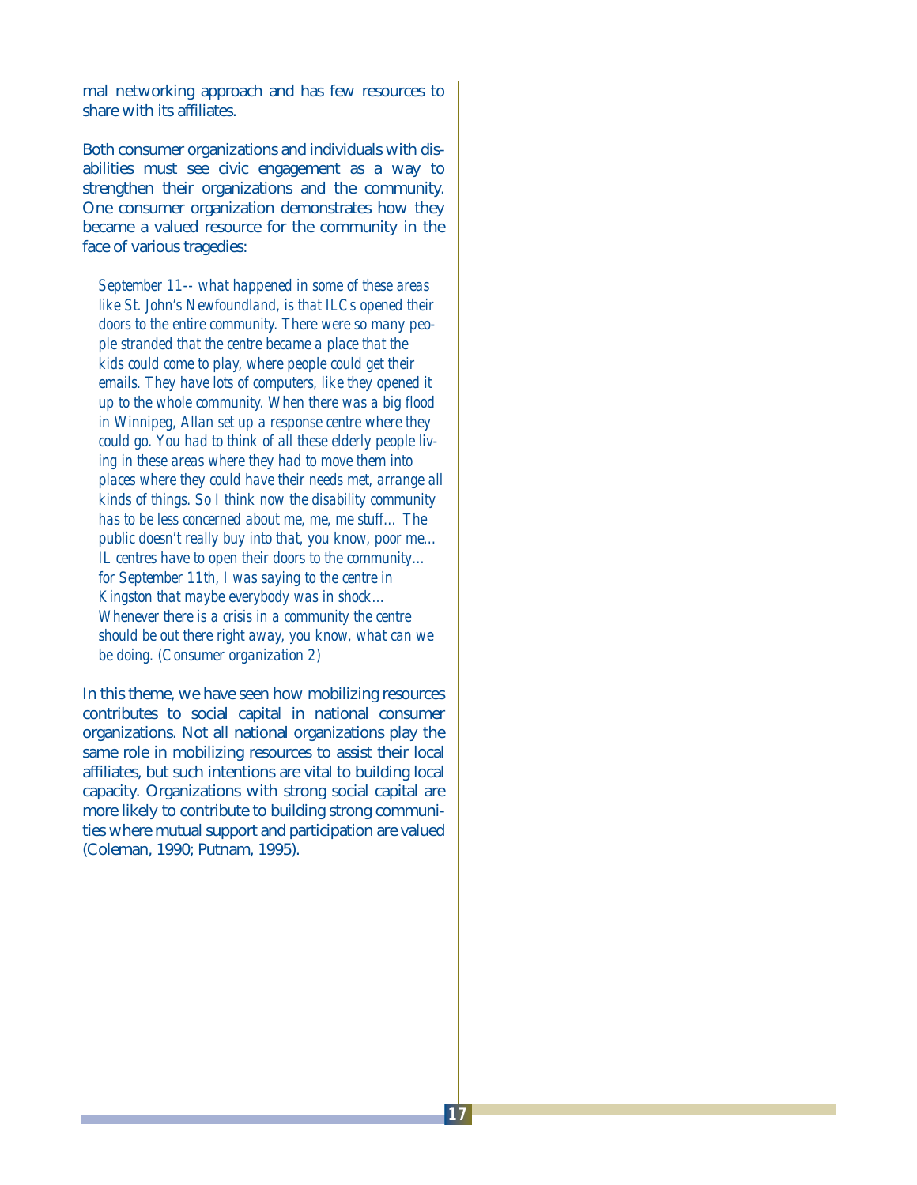mal networking approach and has few resources to share with its affiliates.

Both consumer organizations and individuals with disabilities must see civic engagement as a way to strengthen their organizations and the community. One consumer organization demonstrates how they became a valued resource for the community in the face of various tragedies:

> *September 11-- what happened in some of these areas like St. John's Newfoundland, is that ILCs opened their doors to the entire community. There were so many people stranded that the centre became a place that the kids could come to play, where people could get their emails. They have lots of computers, like they opened it up to the whole community. When there was a big flood in Winnipeg, Allan set up a response centre where they could go. You had to think of all these elderly people living in these areas where they had to move them into places where they could have their needs met, arrange all kinds of things. So I think now the disability community has to be less concerned about me, me, me stuff... The public doesn't really buy into that, you know, poor me... IL centres have to open their doors to the community... for September 11th, I was saying to the centre in Kingston that maybe everybody was in shock... Whenever there is a crisis in a community the centre should be out there right away, you know, what can we be doing. (Consumer organization 2)*

In this theme, we have seen how mobilizing resources contributes to social capital in national consumer organizations. Not all national organizations play the same role in mobilizing resources to assist their local affiliates, but such intentions are vital to building local capacity. Organizations with strong social capital are more likely to contribute to building strong communities where mutual support and participation are valued (Coleman, 1990; Putnam, 1995).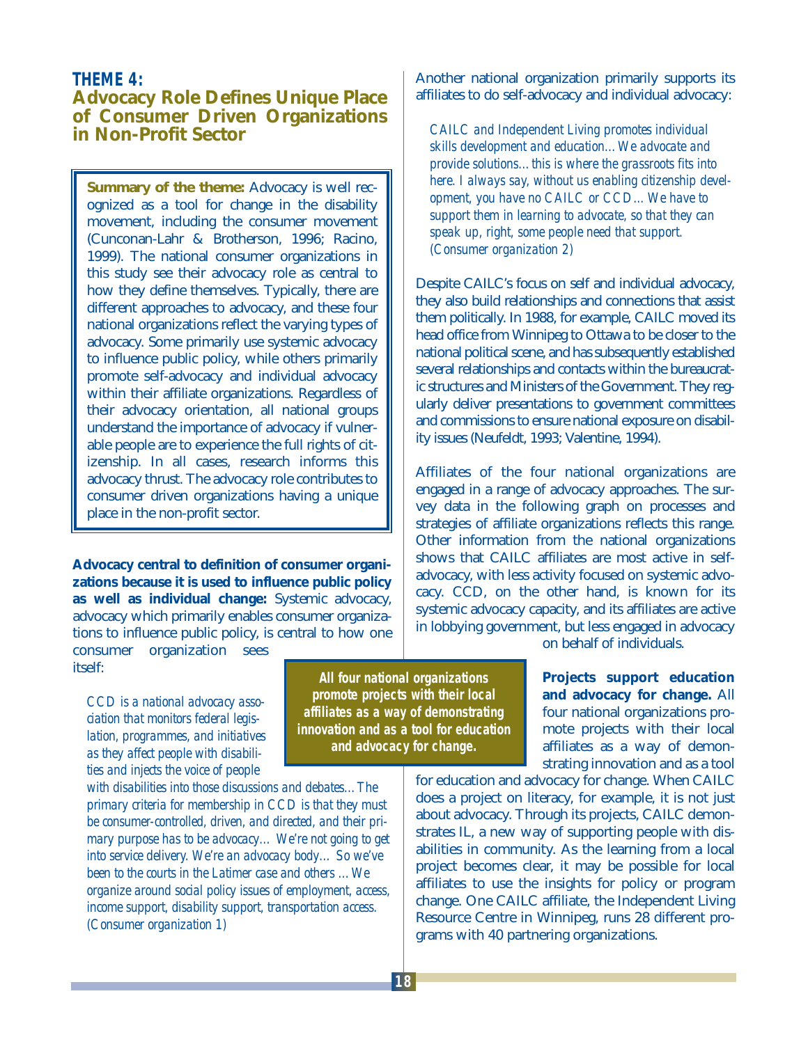## THEME 4: Advocacy Role Defines Unique Place of Consumer Driven Organizations in Non-Profit Sector

**Summary of the theme:** Advocacy is well recognized as a tool for change in the disability movement, including the consumer movement (Cunconan-Lahr & Brotherson, 1996; Racino, 1999). The national consumer organizations in this study see their advocacy role as central to how they define themselves. Typically, there are different approaches to advocacy, and these four national organizations reflect the varying types of advocacy. Some primarily use systemic advocacy to influence public policy, while others primarily promote self-advocacy and individual advocacy within their affiliate organizations. Regardless of their advocacy orientation, all national groups understand the importance of advocacy if vulnerable people are to experience the full rights of citizenship. In all cases, research informs this advocacy thrust. The advocacy role contributes to consumer driven organizations having a unique place in the non-profit sector.

**Advocacy central to definition of consumer organizations because it is used to influence public policy as well as individual change:** Systemic advocacy, advocacy which primarily enables consumer organizations to influence public policy, is central to how one consumer organization sees itself:

> *CCD is a national advocacy association that monitors federal legislation, programmes, and initiatives as they affect people with disabilities and injects the voice of people with disabilities into those discussions and debates…The primary criteria for membership in CCD is that they must be consumer-controlled, driven, and directed, and their primary purpose has to be advocacy… We're not going to get into service delivery. We're an advocacy body… So we've been to the courts in the Latimer case and others …We organize around social policy issues of employment, access, income support, disability support, transportation access. (Consumer organization 1)*

Another national organization primarily supports its affiliates to do self-advocacy and individual advocacy:

> *CAILC and Independent Living promotes individual skills development and education…We advocate and provide solutions…this is where the grassroots fits into here. I always say, without us enabling citizenship development, you have no CAILC or CCD…We have to support them in learning to advocate, so that they can speak up, right, some people need that support. (Consumer organization 2)*

Despite CAILC's focus on self and individual advocacy, they also build relationships and connections that assist them politically. In 1988, for example, CAILC moved its head office from Winnipeg to Ottawa to be closer to the national political scene, and has subsequently established several relationships and contacts within the bureaucratic structures and Ministers of the Government. They regularly deliver presentations to government committees and commissions to ensure national exposure on disability issues (Neufeldt, 1993; Valentine, 1994).

Affiliates of the four national organizations are engaged in a range of advocacy approaches. The survey data in the following graph on processes and strategies of affiliate organizations reflects this range. Other information from the national organizations shows that CAILC affiliates are most active in self-advocacy, with less activity focused on systemic advocacy. CCD, on the other hand, is known for its systemic advocacy capacity, and its affiliates are active in lobbying government, but less engaged in advocacy on behalf of individuals.

**All four national organizations promote projects with their local affiliates as a way of demonstrating innovation and as a tool for education and advocacy for change.**

**Projects support education and advocacy for change.** All four national organizations promote projects with their local affiliates as a way of demonstrating innovation and as a tool for education and advocacy for change. When CAILC does a project on literacy, for example, it is not just about advocacy. Through its projects, CAILC demonstrates IL, a new way of supporting people with disabilities in community. As the learning from a local project becomes clear, it may be possible for local affiliates to use the insights for policy or program change. One CAILC affiliate, the Independent Living Resource Centre in Winnipeg, runs 28 different programs with 40 partnering organizations.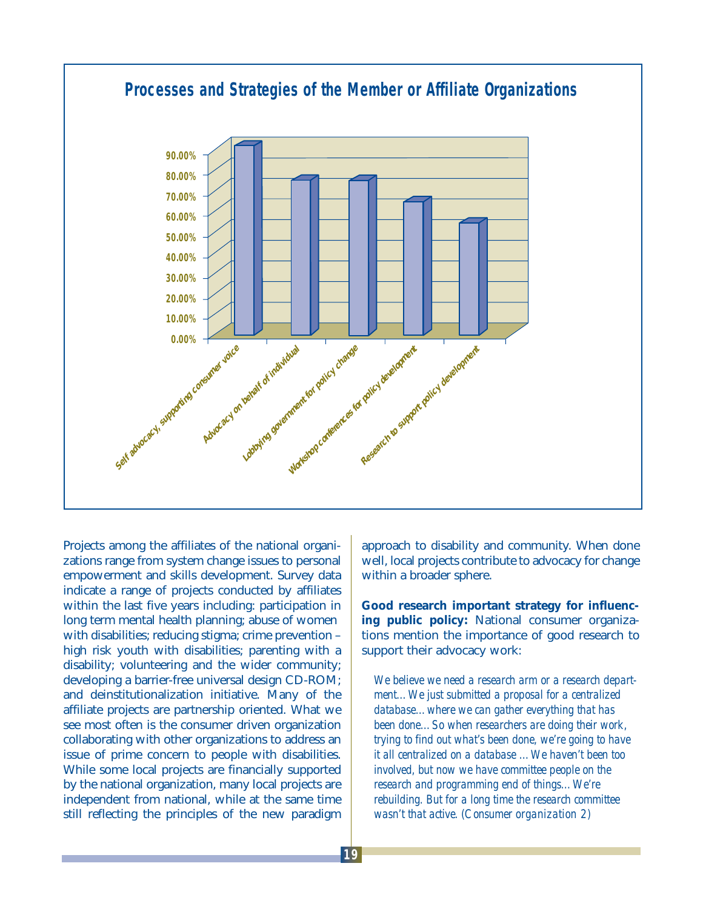## Processes and Strategies of the Member or Affiliate Organizations

Projects among the affiliates of the national organizations range from system change issues to personal empowerment and skills development. Survey data indicate a range of projects conducted by affiliates within the last five years including: participation in long term mental health planning; abuse of women with disabilities; reducing stigma; crime prevention – high risk youth with disabilities; parenting with a disability; volunteering and the wider community; developing a barrier-free universal design CD-ROM; and deinstitutionalization initiative. Many of the affiliate projects are partnership oriented. What we see most often is the consumer driven organization collaborating with other organizations to address an issue of prime concern to people with disabilities. While some local projects are financially supported by the national organization, many local projects are independent from national, while at the same time still reflecting the principles of the new paradigm approach to disability and community. When done well, local projects contribute to advocacy for change within a broader sphere.

**Good research important strategy for influencing public policy:** National consumer organizations mention the importance of good research to support their advocacy work:

> *We believe we need a research arm or a research department... We just submitted a proposal for a centralized database... where we can gather everything that has been done... So when researchers are doing their work, trying to find out what's been done, we're going to have it all centralized on a database ... We haven't been too involved, but now we have committee people on the research and programming end of things... We're rebuilding. But for a long time the research committee wasn't that active. (Consumer organization 2)*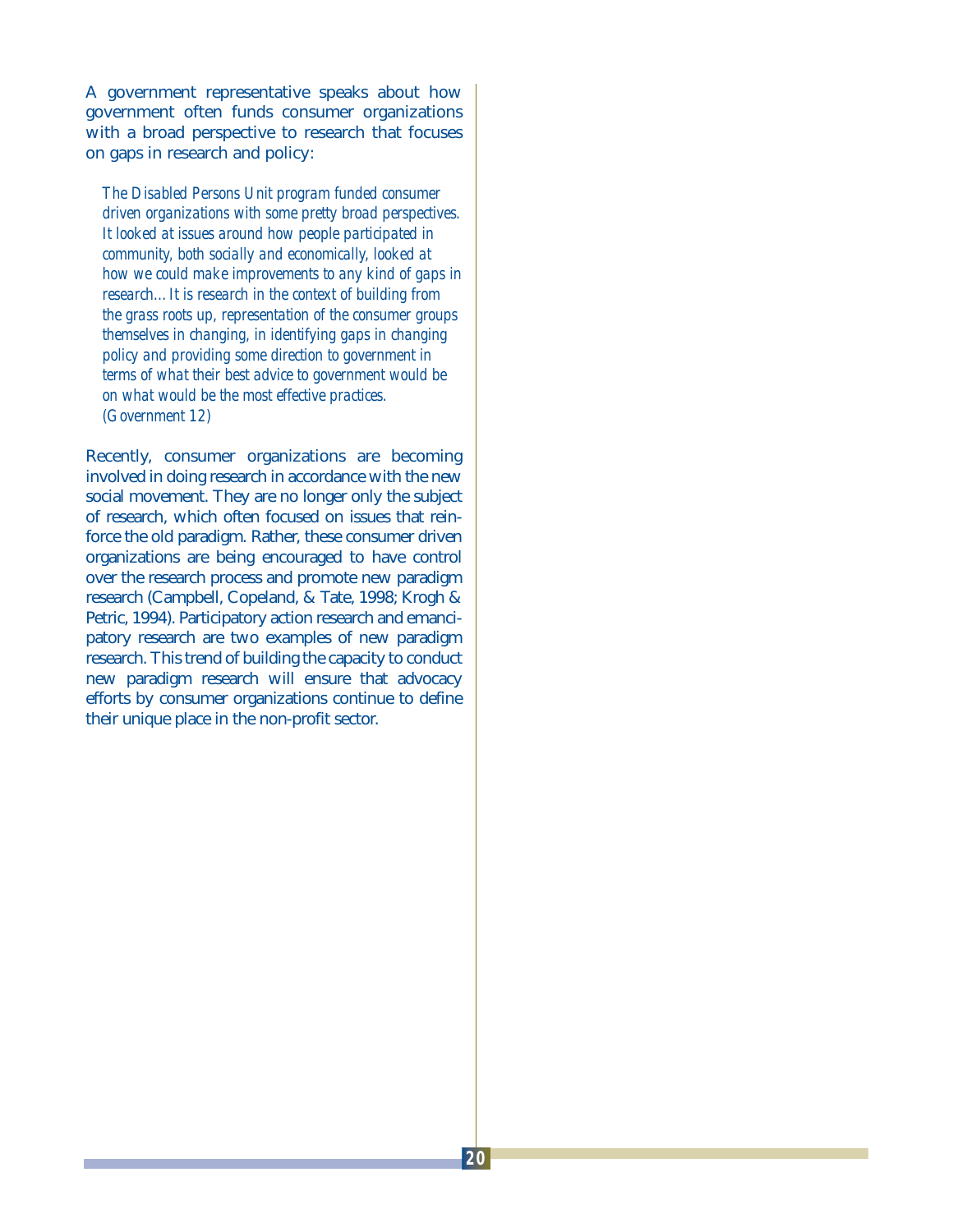A government representative speaks about how government often funds consumer organizations with a broad perspective to research that focuses on gaps in research and policy:

> *The Disabled Persons Unit program funded consumer driven organizations with some pretty broad perspectives. It looked at issues around how people participated in community, both socially and economically, looked at how we could make improvements to any kind of gaps in research…It is research in the context of building from the grass roots up, representation of the consumer groups themselves in changing, in identifying gaps in changing policy and providing some direction to government in terms of what their best advice to government would be on what would be the most effective practices. (Government 12)*

Recently, consumer organizations are becoming involved in doing research in accordance with the new social movement. They are no longer only the subject of research, which often focused on issues that reinforce the old paradigm. Rather, these consumer driven organizations are being encouraged to have control over the research process and promote new paradigm research (Campbell, Copeland, & Tate, 1998; Krogh & Petric, 1994). Participatory action research and emancipatory research are two examples of new paradigm research. This trend of building the capacity to conduct new paradigm research will ensure that advocacy efforts by consumer organizations continue to define their unique place in the non-profit sector.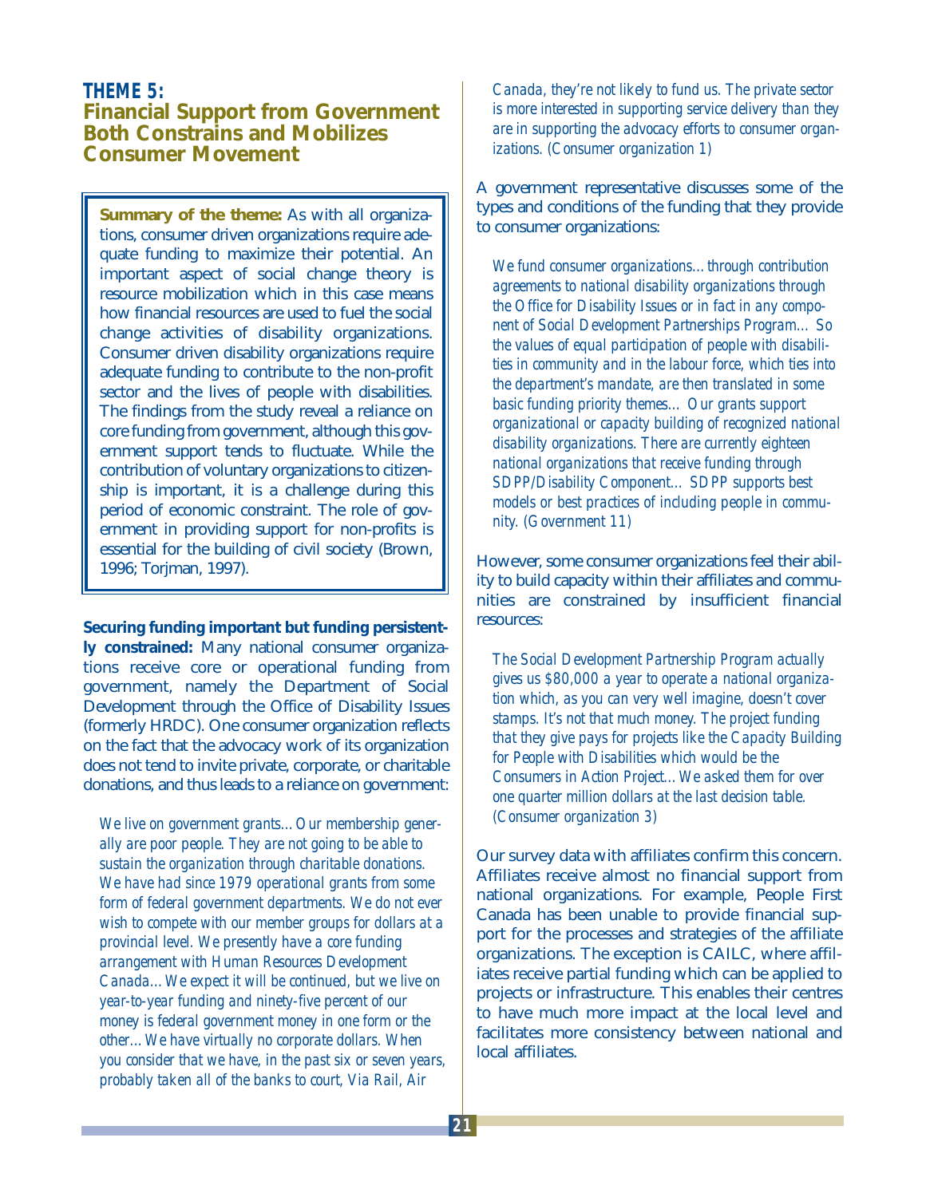## THEME 5:
## Financial Support from Government Both Constrains and Mobilizes Consumer Movement

**Summary of the theme:** As with all organizations, consumer driven organizations require adequate funding to maximize their potential. An important aspect of social change theory is resource mobilization which in this case means how financial resources are used to fuel the social change activities of disability organizations. Consumer driven disability organizations require adequate funding to contribute to the non-profit sector and the lives of people with disabilities. The findings from the study reveal a reliance on core funding from government, although this government support tends to fluctuate. While the contribution of voluntary organizations to citizenship is important, it is a challenge during this period of economic constraint. The role of government in providing support for non-profits is essential for the building of civil society (Brown, 1996; Torjman, 1997).

**Securing funding important but funding persistently constrained:** Many national consumer organizations receive core or operational funding from government, namely the Department of Social Development through the Office of Disability Issues (formerly HRDC). One consumer organization reflects on the fact that the advocacy work of its organization does not tend to invite private, corporate, or charitable donations, and thus leads to a reliance on government:

> *We live on government grants…Our membership generally are poor people. They are not going to be able to sustain the organization through charitable donations. We have had since 1979 operational grants from some form of federal government departments. We do not ever wish to compete with our member groups for dollars at a provincial level. We presently have a core funding arrangement with Human Resources Development Canada…We expect it will be continued, but we live on year-to-year funding and ninety-five percent of our money is federal government money in one form or the other…We have virtually no corporate dollars. When you consider that we have, in the past six or seven years, probably taken all of the banks to court, Via Rail, Air Canada, they're not likely to fund us. The private sector is more interested in supporting service delivery than they are in supporting the advocacy efforts to consumer organizations. (Consumer organization 1)*

A government representative discusses some of the types and conditions of the funding that they provide to consumer organizations:

> *We fund consumer organizations…through contribution agreements to national disability organizations through the Office for Disability Issues or in fact in any component of Social Development Partnerships Program… So the values of equal participation of people with disabilities in community and in the labour force, which ties into the department's mandate, are then translated in some basic funding priority themes… Our grants support organizational or capacity building of recognized national disability organizations. There are currently eighteen national organizations that receive funding through SDPP/Disability Component… SDPP supports best models or best practices of including people in community. (Government 11)*

However, some consumer organizations feel their ability to build capacity within their affiliates and communities are constrained by insufficient financial resources:

> *The Social Development Partnership Program actually gives us $80,000 a year to operate a national organization which, as you can very well imagine, doesn't cover stamps. It's not that much money. The project funding that they give pays for projects like the Capacity Building for People with Disabilities which would be the Consumers in Action Project…We asked them for over one quarter million dollars at the last decision table. (Consumer organization 3)*

Our survey data with affiliates confirm this concern. Affiliates receive almost no financial support from national organizations. For example, People First Canada has been unable to provide financial support for the processes and strategies of the affiliate organizations. The exception is CAILC, where affiliates receive partial funding which can be applied to projects or infrastructure. This enables their centres to have much more impact at the local level and facilitates more consistency between national and local affiliates.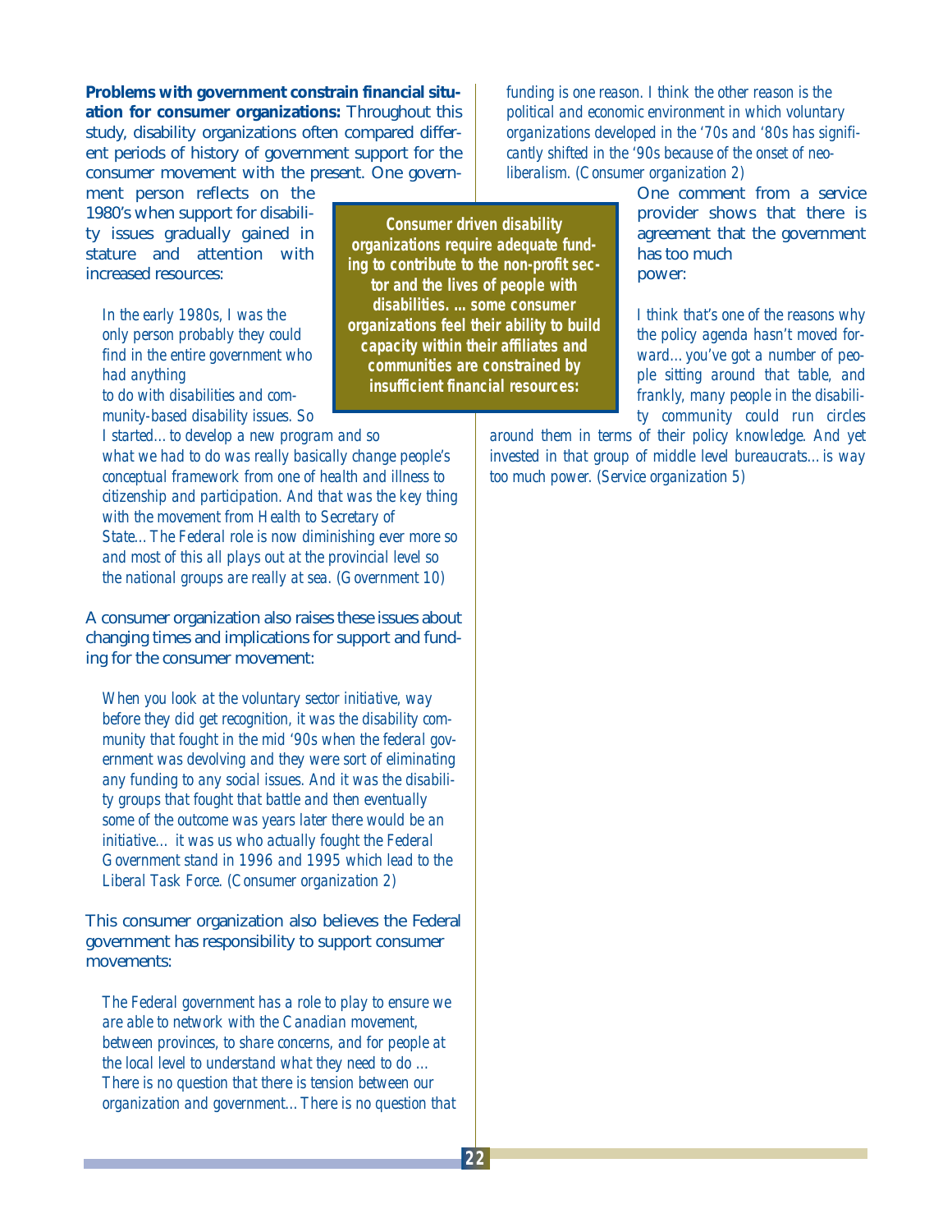**Problems with government constrain financial situation for consumer organizations:** Throughout this study, disability organizations often compared different periods of history of government support for the consumer movement with the present. One government person reflects on the 1980's when support for disability issues gradually gained in stature and attention with increased resources:

*In the early 1980s, I was the only person probably they could find in the entire government who had anything to do with disabilities and community-based disability issues. So I started…to develop a new program and so what we had to do was really basically change people's conceptual framework from one of health and illness to citizenship and participation. And that was the key thing with the movement from Health to Secretary of State…The Federal role is now diminishing ever more so and most of this all plays out at the provincial level so the national groups are really at sea. (Government 10)*

**Consumer driven disability organizations require adequate funding to contribute to the non-profit sector and the lives of people with disabilities. ... some consumer organizations feel their ability to build capacity within their affiliates and communities are constrained by insufficient financial resources:**

A consumer organization also raises these issues about changing times and implications for support and funding for the consumer movement:

*When you look at the voluntary sector initiative, way before they did get recognition, it was the disability community that fought in the mid '90s when the federal government was devolving and they were sort of eliminating any funding to any social issues. And it was the disability groups that fought that battle and then eventually some of the outcome was years later there would be an initiative… it was us who actually fought the Federal Government stand in 1996 and 1995 which lead to the Liberal Task Force. (Consumer organization 2)*

This consumer organization also believes the Federal government has responsibility to support consumer movements:

*The Federal government has a role to play to ensure we are able to network with the Canadian movement, between provinces, to share concerns, and for people at the local level to understand what they need to do … There is no question that there is tension between our organization and government…There is no question that funding is one reason. I think the other reason is the political and economic environment in which voluntary organizations developed in the '70s and '80s has significantly shifted in the '90s because of the onset of neo-liberalism. (Consumer organization 2)*

One comment from a service provider shows that there is agreement that the government has too much power:

*I think that's one of the reasons why the policy agenda hasn't moved forward…you've got a number of people sitting around that table, and frankly, many people in the disability community could run circles around them in terms of their policy knowledge. And yet invested in that group of middle level bureaucrats…is way too much power. (Service organization 5)*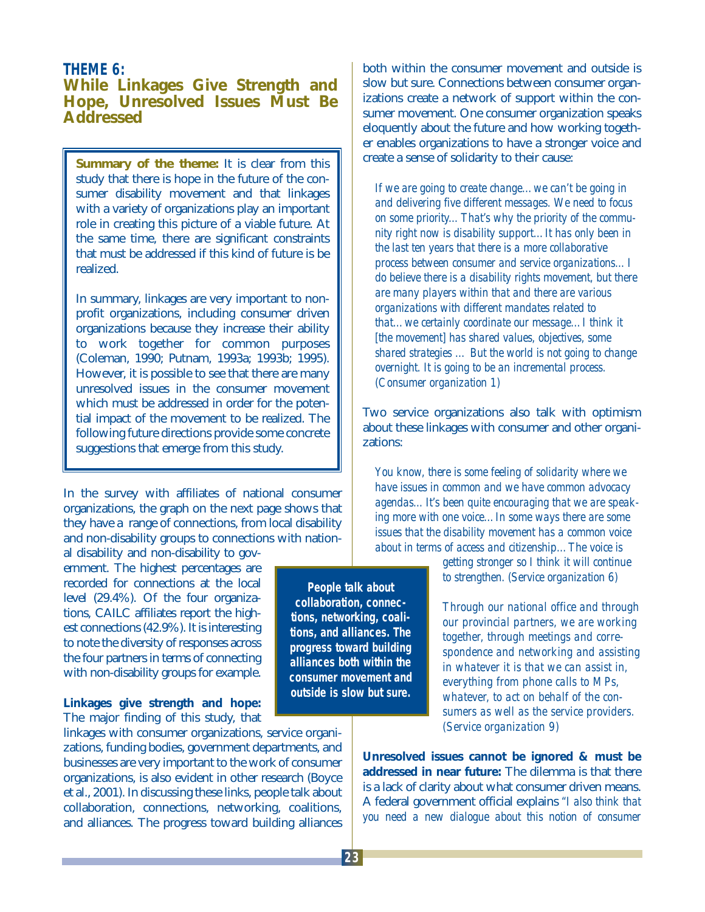### THEME 6:
## While Linkages Give Strength and Hope, Unresolved Issues Must Be Addressed

> **Summary of the theme:** It is clear from this study that there is hope in the future of the consumer disability movement and that linkages with a variety of organizations play an important role in creating this picture of a viable future. At the same time, there are significant constraints that must be addressed if this kind of future is be realized.
>
> In summary, linkages are very important to non-profit organizations, including consumer driven organizations because they increase their ability to work together for common purposes (Coleman, 1990; Putnam, 1993a; 1993b; 1995). However, it is possible to see that there are many unresolved issues in the consumer movement which must be addressed in order for the potential impact of the movement to be realized. The following future directions provide some concrete suggestions that emerge from this study.

In the survey with affiliates of national consumer organizations, the graph on the next page shows that they have a range of connections, from local disability and non-disability groups to connections with national disability and non-disability to government. The highest percentages are recorded for connections at the local level (29.4%). Of the four organizations, CAILC affiliates report the highest connections (42.9%). It is interesting to note the diversity of responses across the four partners in terms of connecting with non-disability groups for example.

**Linkages give strength and hope:** The major finding of this study, that linkages with consumer organizations, service organizations, funding bodies, government departments, and businesses are very important to the work of consumer organizations, is also evident in other research (Boyce et al., 2001). In discussing these links, people talk about collaboration, connections, networking, coalitions, and alliances. The progress toward building alliances both within the consumer movement and outside is slow but sure. Connections between consumer organizations create a network of support within the consumer movement. One consumer organization speaks eloquently about the future and how working together enables organizations to have a stronger voice and create a sense of solidarity to their cause:

> *If we are going to create change…we can't be going in and delivering five different messages. We need to focus on some priority…That's why the priority of the community right now is disability support…It has only been in the last ten years that there is a more collaborative process between consumer and service organizations…I do believe there is a disability rights movement, but there are many players within that and there are various organizations with different mandates related to that…we certainly coordinate our message…I think it [the movement] has shared values, objectives, some shared strategies … But the world is not going to change overnight. It is going to be an incremental process. (Consumer organization 1)*

Two service organizations also talk with optimism about these linkages with consumer and other organizations:

> *You know, there is some feeling of solidarity where we have issues in common and we have common advocacy agendas…It's been quite encouraging that we are speaking more with one voice…In some ways there are some issues that the disability movement has a common voice about in terms of access and citizenship…The voice is getting stronger so I think it will continue to strengthen. (Service organization 6)*

> *Through our national office and through our provincial partners, we are working together, through meetings and correspondence and networking and assisting in whatever it is that we can assist in, everything from phone calls to MPs, whatever, to act on behalf of the consumers as well as the service providers. (Service organization 9)*

> **People talk about collaboration, connections, networking, coalitions, and alliances. The progress toward building alliances both within the consumer movement and outside is slow but sure.**

**Unresolved issues cannot be ignored & must be addressed in near future:** The dilemma is that there is a lack of clarity about what consumer driven means. A federal government official explains *"I also think that you need a new dialogue about this notion of consumer*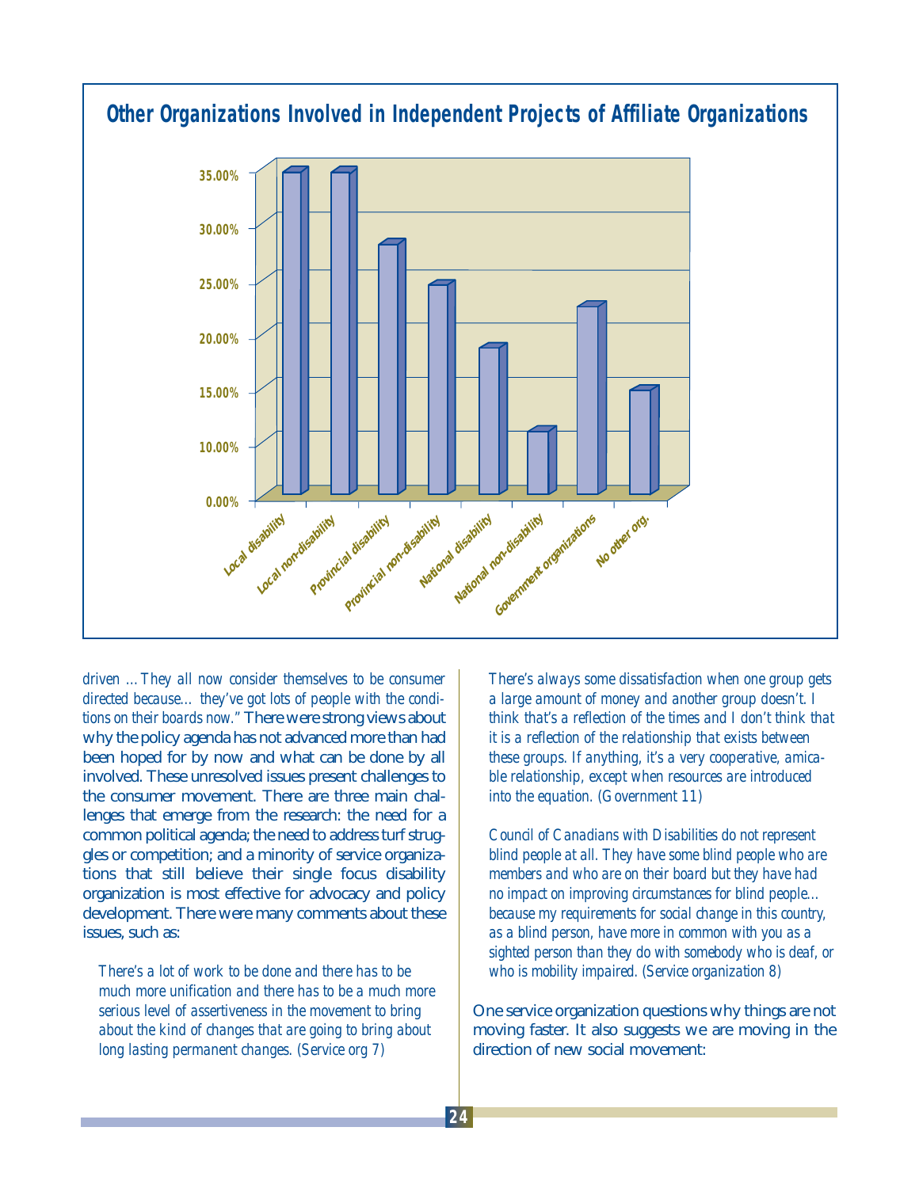## Other Organizations Involved in Independent Projects of Affiliate Organizations

| Category | Percentage (approx.) |
|---|---|
| Local disability | 35% |
| Local non-disability | 35% |
| Provincial disability | 28% |
| Provincial non-disability | 25% |
| National disability | 19% |
| National non-disability | 11% |
| Government organizations | 23% |
| No other org. | 15% |

*driven …They all now consider themselves to be consumer directed because… they've got lots of people with the conditions on their boards now."* There were strong views about why the policy agenda has not advanced more than had been hoped for by now and what can be done by all involved. These unresolved issues present challenges to the consumer movement. There are three main challenges that emerge from the research: the need for a common political agenda; the need to address turf struggles or competition; and a minority of service organizations that still believe their single focus disability organization is most effective for advocacy and policy development. There were many comments about these issues, such as:

> *There's a lot of work to be done and there has to be much more unification and there has to be a much more serious level of assertiveness in the movement to bring about the kind of changes that are going to bring about long lasting permanent changes. (Service org 7)*

> *There's always some dissatisfaction when one group gets a large amount of money and another group doesn't. I think that's a reflection of the times and I don't think that it is a reflection of the relationship that exists between these groups. If anything, it's a very cooperative, amicable relationship, except when resources are introduced into the equation. (Government 11)*

> *Council of Canadians with Disabilities do not represent blind people at all. They have some blind people who are members and who are on their board but they have had no impact on improving circumstances for blind people… because my requirements for social change in this country, as a blind person, have more in common with you as a sighted person than they do with somebody who is deaf, or who is mobility impaired. (Service organization 8)*

One service organization questions why things are not moving faster. It also suggests we are moving in the direction of new social movement: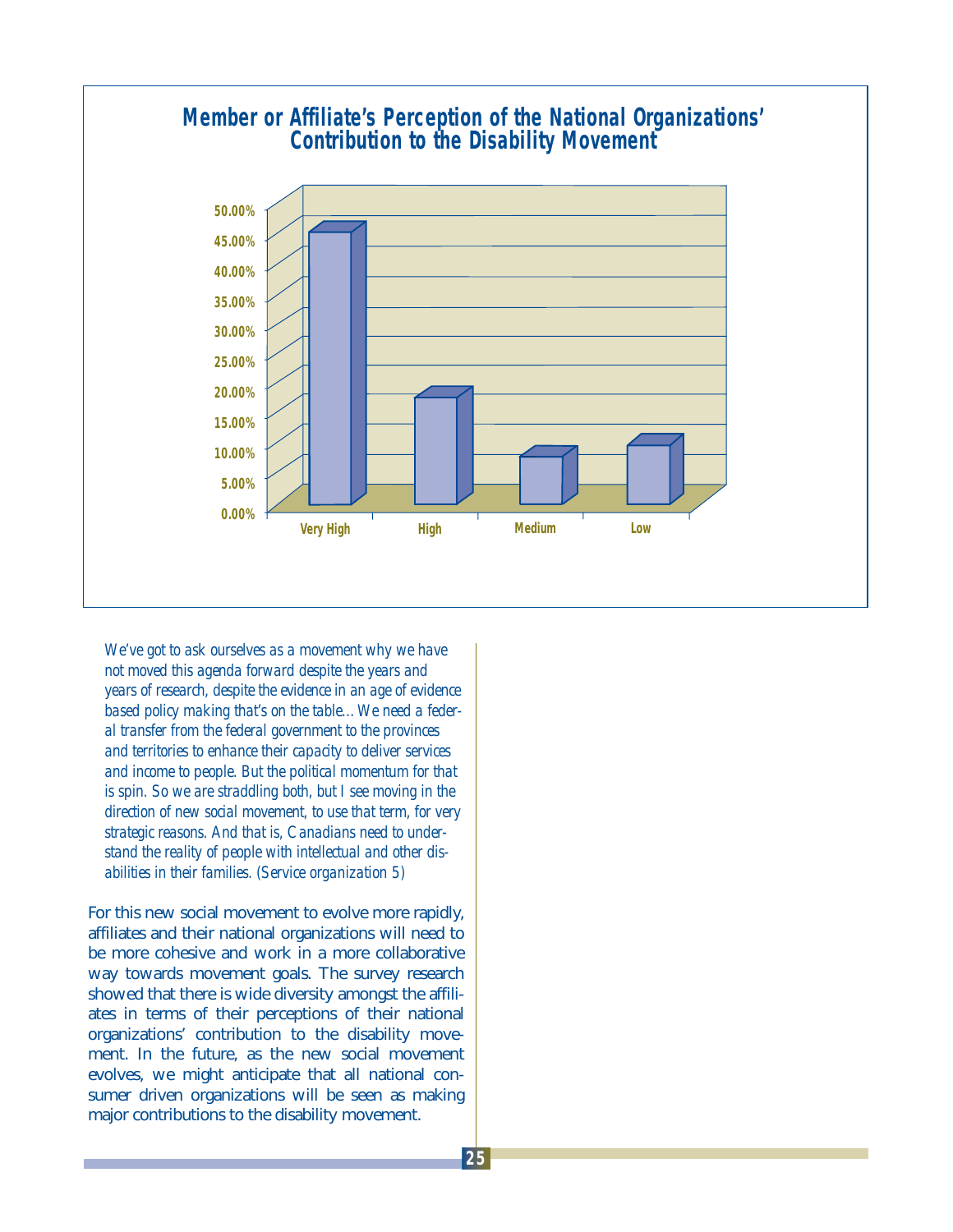## Member or Affiliate's Perception of the National Organizations' Contribution to the Disability Movement

*We've got to ask ourselves as a movement why we have not moved this agenda forward despite the years and years of research, despite the evidence in an age of evidence based policy making that's on the table... We need a federal transfer from the federal government to the provinces and territories to enhance their capacity to deliver services and income to people. But the political momentum for that is spin. So we are straddling both, but I see moving in the direction of new social movement, to use that term, for very strategic reasons. And that is, Canadians need to understand the reality of people with intellectual and other disabilities in their families. (Service organization 5)*

For this new social movement to evolve more rapidly, affiliates and their national organizations will need to be more cohesive and work in a more collaborative way towards movement goals. The survey research showed that there is wide diversity amongst the affiliates in terms of their perceptions of their national organizations' contribution to the disability movement. In the future, as the new social movement evolves, we might anticipate that all national consumer driven organizations will be seen as making major contributions to the disability movement.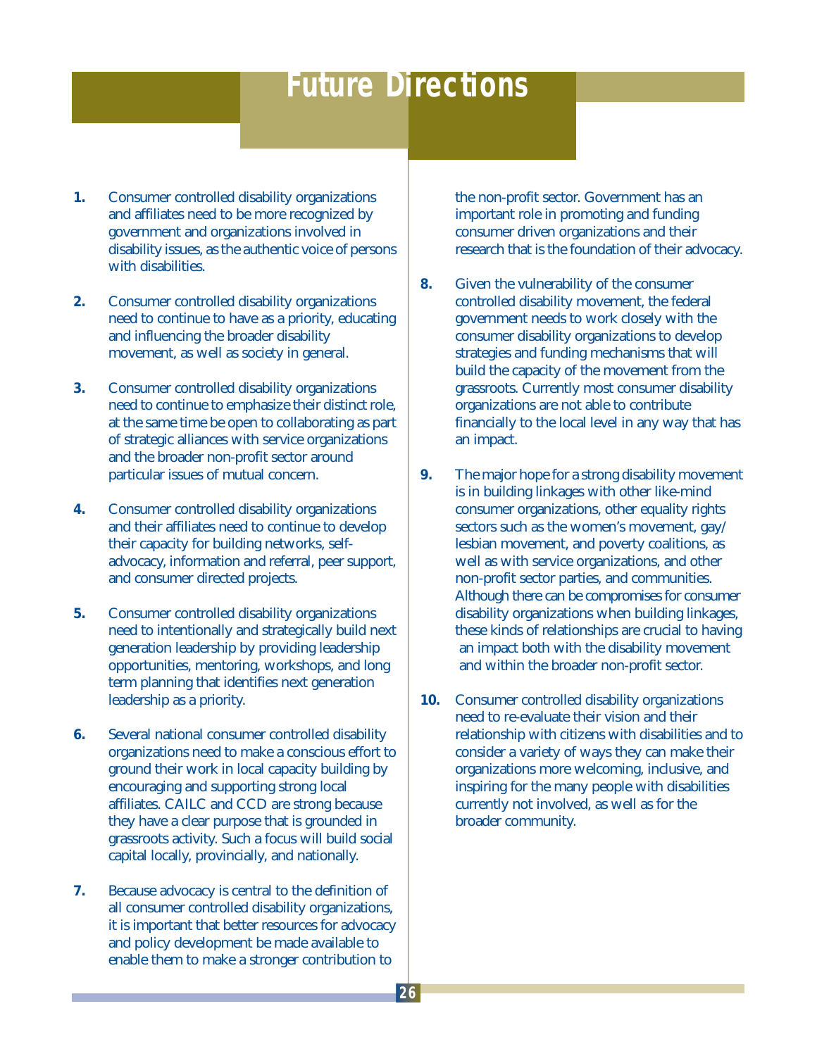# Future Directions

1. Consumer controlled disability organizations and affiliates need to be more recognized by government and organizations involved in disability issues, as the authentic voice of persons with disabilities.

2. Consumer controlled disability organizations need to continue to have as a priority, educating and influencing the broader disability movement, as well as society in general.

3. Consumer controlled disability organizations need to continue to emphasize their distinct role, at the same time be open to collaborating as part of strategic alliances with service organizations and the broader non-profit sector around particular issues of mutual concern.

4. Consumer controlled disability organizations and their affiliates need to continue to develop their capacity for building networks, self-advocacy, information and referral, peer support, and consumer directed projects.

5. Consumer controlled disability organizations need to intentionally and strategically build next generation leadership by providing leadership opportunities, mentoring, workshops, and long term planning that identifies next generation leadership as a priority.

6. Several national consumer controlled disability organizations need to make a conscious effort to ground their work in local capacity building by encouraging and supporting strong local affiliates. CAILC and CCD are strong because they have a clear purpose that is grounded in grassroots activity. Such a focus will build social capital locally, provincially, and nationally.

7. Because advocacy is central to the definition of all consumer controlled disability organizations, it is important that better resources for advocacy and policy development be made available to enable them to make a stronger contribution to the non-profit sector. Government has an important role in promoting and funding consumer driven organizations and their research that is the foundation of their advocacy.

8. Given the vulnerability of the consumer controlled disability movement, the federal government needs to work closely with the consumer disability organizations to develop strategies and funding mechanisms that will build the capacity of the movement from the grassroots. Currently most consumer disability organizations are not able to contribute financially to the local level in any way that has an impact.

9. The major hope for a strong disability movement is in building linkages with other like-mind consumer organizations, other equality rights sectors such as the women's movement, gay/lesbian movement, and poverty coalitions, as well as with service organizations, and other non-profit sector parties, and communities. Although there can be compromises for consumer disability organizations when building linkages, these kinds of relationships are crucial to having an impact both with the disability movement and within the broader non-profit sector.

10. Consumer controlled disability organizations need to re-evaluate their vision and their relationship with citizens with disabilities and to consider a variety of ways they can make their organizations more welcoming, inclusive, and inspiring for the many people with disabilities currently not involved, as well as for the broader community.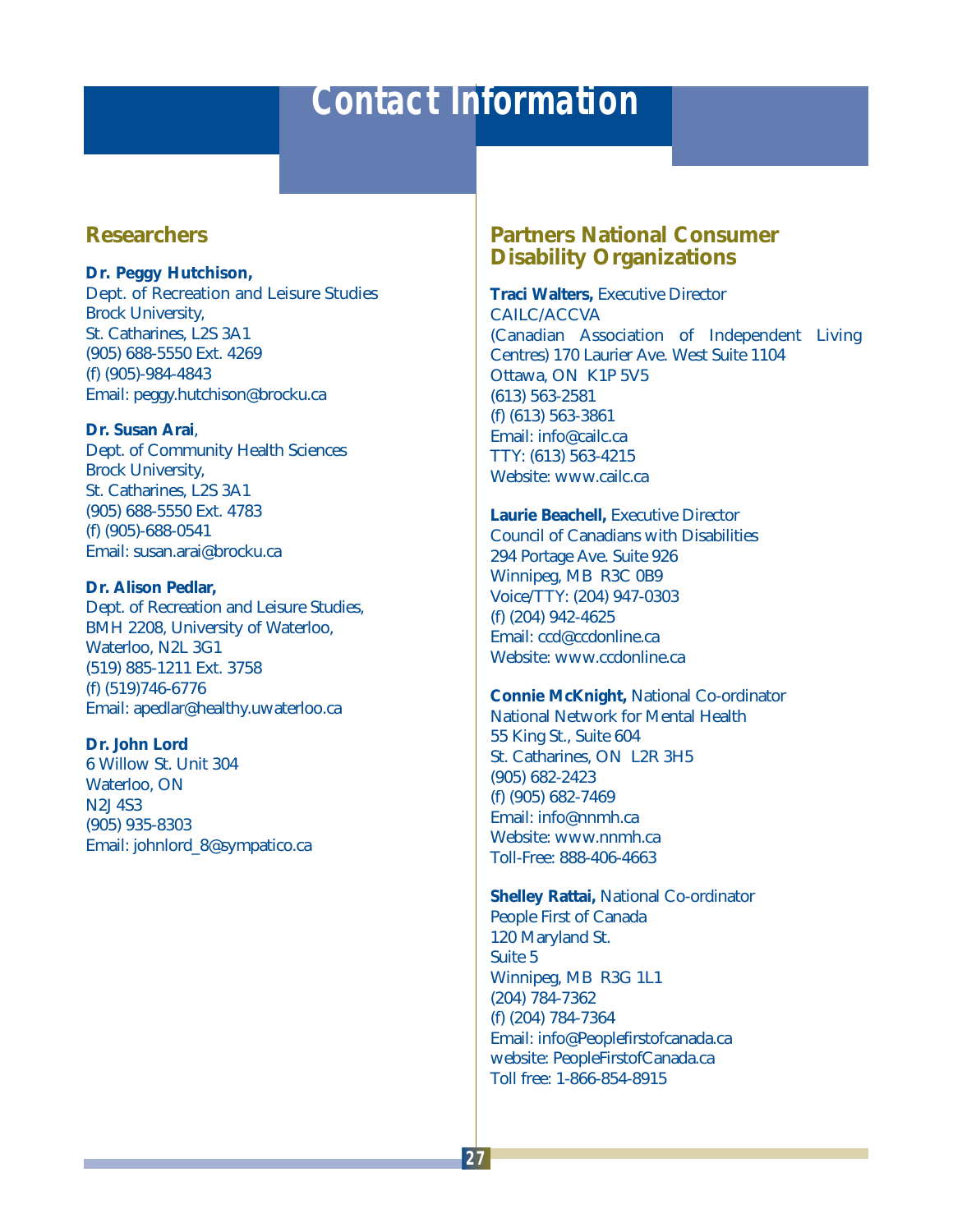# Contact Information

## Researchers

**Dr. Peggy Hutchison,**
Dept. of Recreation and Leisure Studies
Brock University,
St. Catharines, L2S 3A1
(905) 688-5550 Ext. 4269
(f) (905)-984-4843
Email: peggy.hutchison@brocku.ca

**Dr. Susan Arai**,
Dept. of Community Health Sciences
Brock University,
St. Catharines, L2S 3A1
(905) 688-5550 Ext. 4783
(f) (905)-688-0541
Email: susan.arai@brocku.ca

**Dr. Alison Pedlar,**
Dept. of Recreation and Leisure Studies,
BMH 2208, University of Waterloo,
Waterloo, N2L 3G1
(519) 885-1211 Ext. 3758
(f) (519)746-6776
Email: apedlar@healthy.uwaterloo.ca

**Dr. John Lord**
6 Willow St. Unit 304
Waterloo, ON
N2J 4S3
(905) 935-8303
Email: johnlord_8@sympatico.ca

## Partners National Consumer Disability Organizations

**Traci Walters,** Executive Director
CAILC/ACCVA
(Canadian Association of Independent Living Centres) 170 Laurier Ave. West Suite 1104
Ottawa, ON K1P 5V5
(613) 563-2581
(f) (613) 563-3861
Email: info@cailc.ca
TTY: (613) 563-4215
Website: www.cailc.ca

**Laurie Beachell,** Executive Director
Council of Canadians with Disabilities
294 Portage Ave. Suite 926
Winnipeg, MB R3C 0B9
Voice/TTY: (204) 947-0303
(f) (204) 942-4625
Email: ccd@ccdonline.ca
Website: www.ccdonline.ca

**Connie McKnight,** National Co-ordinator
National Network for Mental Health
55 King St., Suite 604
St. Catharines, ON L2R 3H5
(905) 682-2423
(f) (905) 682-7469
Email: info@nnmh.ca
Website: www.nnmh.ca
Toll-Free: 888-406-4663

**Shelley Rattai,** National Co-ordinator
People First of Canada
120 Maryland St.
Suite 5
Winnipeg, MB R3G 1L1
(204) 784-7362
(f) (204) 784-7364
Email: info@Peoplefirstofcanada.ca
website: PeopleFirstofCanada.ca
Toll free: 1-866-854-8915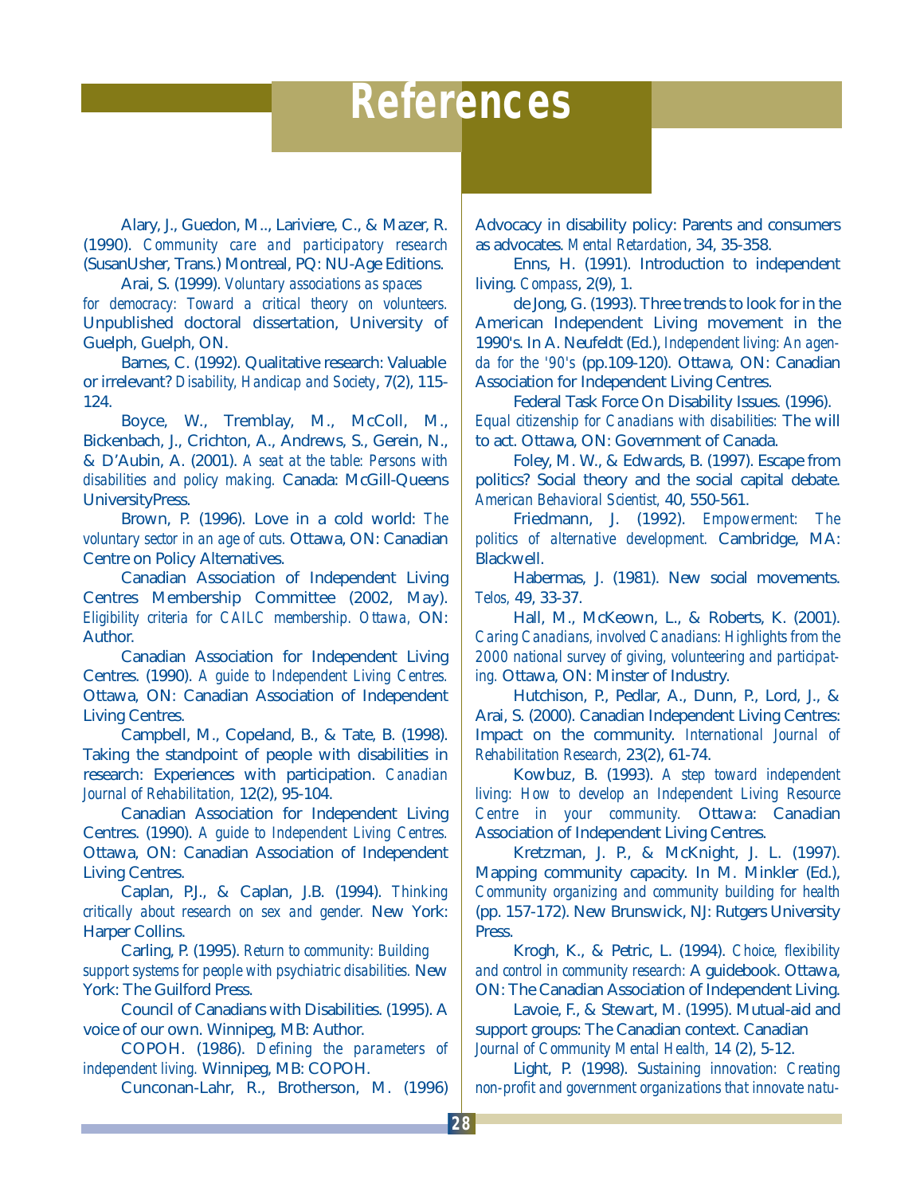# References

Alary, J., Guedon, M.., Lariviere, C., & Mazer, R. (1990). *Community care and participatory research* (SusanUsher, Trans.) Montreal, PQ: NU-Age Editions.

Arai, S. (1999). *Voluntary associations as spaces for democracy: Toward a critical theory on volunteers.* Unpublished doctoral dissertation, University of Guelph, Guelph, ON.

Barnes, C. (1992). Qualitative research: Valuable or irrelevant? *Disability, Handicap and Society*, 7(2), 115-124.

Boyce, W., Tremblay, M., McColl, M., Bickenbach, J., Crichton, A., Andrews, S., Gerein, N., & D'Aubin, A. (2001). *A seat at the table: Persons with disabilities and policy making.* Canada: McGill-Queens UniversityPress.

Brown, P. (1996). Love in a cold world: *The voluntary sector in an age of cuts.* Ottawa, ON: Canadian Centre on Policy Alternatives.

Canadian Association of Independent Living Centres Membership Committee (2002, May). *Eligibility criteria for CAILC membership. Ottawa,* ON: Author.

Canadian Association for Independent Living Centres. (1990). *A guide to Independent Living Centres.* Ottawa, ON: Canadian Association of Independent Living Centres.

Campbell, M., Copeland, B., & Tate, B. (1998). Taking the standpoint of people with disabilities in research: Experiences with participation. *Canadian Journal of Rehabilitation,* 12(2), 95-104.

Canadian Association for Independent Living Centres. (1990). *A guide to Independent Living Centres.* Ottawa, ON: Canadian Association of Independent Living Centres.

Caplan, P.J., & Caplan, J.B. (1994). *Thinking critically about research on sex and gender.* New York: Harper Collins.

Carling, P. (1995). *Return to community: Building support systems for people with psychiatric disabilities.* New York: The Guilford Press.

Council of Canadians with Disabilities. (1995). A voice of our own. Winnipeg, MB: Author.

COPOH. (1986). *Defining the parameters of independent living.* Winnipeg, MB: COPOH.

Cunconan-Lahr, R., Brotherson, M. (1996) Advocacy in disability policy: Parents and consumers as advocates. *Mental Retardation*, 34, 35-358.

Enns, H. (1991). Introduction to independent living. *Compass*, 2(9), 1.

de Jong, G. (1993). Three trends to look for in the American Independent Living movement in the 1990's. In A. Neufeldt (Ed.), *Independent living: An agenda for the '90's* (pp.109-120). Ottawa, ON: Canadian Association for Independent Living Centres.

Federal Task Force On Disability Issues. (1996). *Equal citizenship for Canadians with disabilities:* The will to act. Ottawa, ON: Government of Canada.

Foley, M. W., & Edwards, B. (1997). Escape from politics? Social theory and the social capital debate. *American Behavioral Scientist,* 40, 550-561.

Friedmann, J. (1992). *Empowerment: The politics of alternative development.* Cambridge, MA: Blackwell.

Habermas, J. (1981). New social movements. *Telos,* 49, 33-37.

Hall, M., McKeown, L., & Roberts, K. (2001). *Caring Canadians, involved Canadians: Highlights from the 2000 national survey of giving, volunteering and participating.* Ottawa, ON: Minster of Industry.

Hutchison, P., Pedlar, A., Dunn, P., Lord, J., & Arai, S. (2000). Canadian Independent Living Centres: Impact on the community. *International Journal of Rehabilitation Research,* 23(2), 61-74.

Kowbuz, B. (1993). *A step toward independent living: How to develop an Independent Living Resource Centre in your community.* Ottawa: Canadian Association of Independent Living Centres.

Kretzman, J. P., & McKnight, J. L. (1997). Mapping community capacity. In M. Minkler (Ed.), *Community organizing and community building for health* (pp. 157-172). New Brunswick, NJ: Rutgers University Press.

Krogh, K., & Petric, L. (1994). *Choice, flexibility and control in community research:* A guidebook. Ottawa, ON: The Canadian Association of Independent Living.

Lavoie, F., & Stewart, M. (1995). Mutual-aid and support groups: The Canadian context. Canadian *Journal of Community Mental Health,* 14 (2), 5-12.

Light, P. (1998). *Sustaining innovation: Creating non-profit and government organizations that innovate natu-*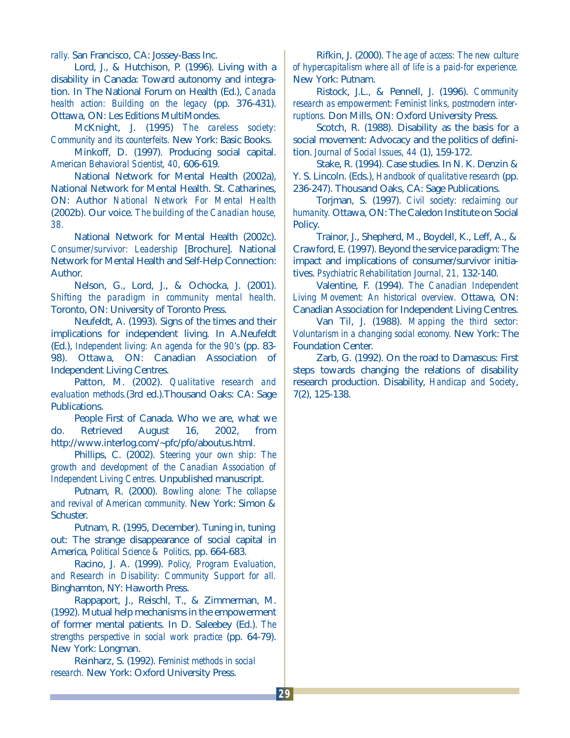*rally.* San Francisco, CA: Jossey-Bass Inc.

Lord, J., & Hutchison, P. (1996). Living with a disability in Canada: Toward autonomy and integration. In The National Forum on Health (Ed.), *Canada health action: Building on the legacy* (pp. 376-431). Ottawa, ON: Les Editions MultiMondes.

McKnight, J. (1995) *The careless society: Community and its counterfeits.* New York: Basic Books.

Minkoff, D. (1997). Producing social capital. *American Behavioral Scientist, 40,* 606-619.

National Network for Mental Health (2002a), National Network for Mental Health. St. Catharines, ON: Author *National Network For Mental Health* (2002b). Our voice. *The building of the Canadian house, 38.*

National Network for Mental Health (2002c). *Consumer/survivor: Leadership* [Brochure]. National Network for Mental Health and Self-Help Connection: Author.

Nelson, G., Lord, J., & Ochocka, J. (2001). *Shifting the paradigm in community mental health.* Toronto, ON: University of Toronto Press.

Neufeldt, A. (1993). Signs of the times and their implications for independent living. In A.Neufeldt (Ed.), *Independent living: An agenda for the 90's* (pp. 83-98). Ottawa, ON: Canadian Association of Independent Living Centres.

Patton, M. (2002). *Qualitative research and evaluation methods.*(3rd ed.).Thousand Oaks: CA: Sage Publications.

People First of Canada. Who we are, what we do. Retrieved August 16, 2002, from http://www.interlog.com/~pfc/pfo/aboutus.html.

Phillips, C. (2002). *Steering your own ship: The growth and development of the Canadian Association of Independent Living Centres.* Unpublished manuscript.

Putnam, R. (2000). *Bowling alone: The collapse and revival of American community.* New York: Simon & Schuster.

Putnam, R. (1995, December). Tuning in, tuning out: The strange disappearance of social capital in America, *Political Science & Politics,* pp. 664-683.

Racino, J. A. (1999). *Policy, Program Evaluation, and Research in Disability: Community Support for all.* Binghamton, NY: Haworth Press.

Rappaport, J., Reischl, T., & Zimmerman, M. (1992). Mutual help mechanisms in the empowerment of former mental patients. In D. Saleebey (Ed.). *The strengths perspective in social work practice* (pp. 64-79). New York: Longman.

Reinharz, S. (1992). *Feminist methods in social research.* New York: Oxford University Press.

Rifkin, J. (2000). *The age of access: The new culture of hypercapitalism where all of life is a paid-for experience.* New York: Putnam.

Ristock, J.L., & Pennell, J. (1996). *Community research as empowerment: Feminist links, postmodern interruptions.* Don Mills, ON: Oxford University Press.

Scotch, R. (1988). Disability as the basis for a social movement: Advocacy and the politics of definition. *Journal of Social Issues, 44* (1), 159-172.

Stake, R. (1994). Case studies. In N. K. Denzin & Y. S. Lincoln. (Eds.), *Handbook of qualitative research* (pp. 236-247). Thousand Oaks, CA: Sage Publications.

Torjman, S. (1997). *Civil society: reclaiming our humanity.* Ottawa, ON: The Caledon Institute on Social Policy.

Trainor, J., Shepherd, M., Boydell, K., Leff, A., & Crawford, E. (1997). Beyond the service paradigm: The impact and implications of consumer/survivor initiatives. *Psychiatric Rehabilitation Journal, 21,* 132-140.

Valentine, F. (1994). *The Canadian Independent Living Movement: An historical overview.* Ottawa, ON: Canadian Association for Independent Living Centres.

Van Til, J. (1988). *Mapping the third sector: Voluntarism in a changing social economy.* New York: The Foundation Center.

Zarb, G. (1992). On the road to Damascus: First steps towards changing the relations of disability research production. Disability, *Handicap and Society*, 7(2), 125-138.